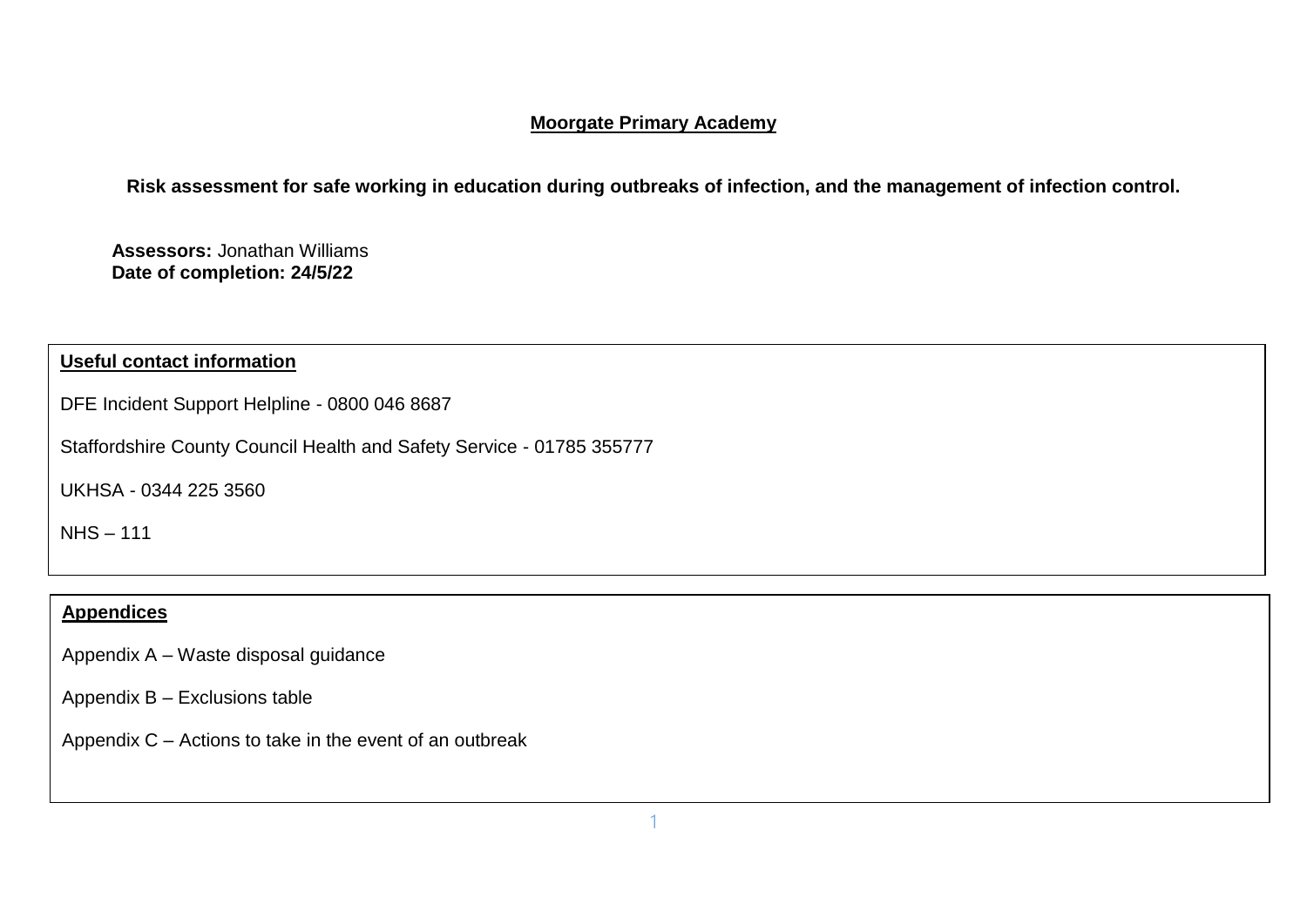# Moorgate Primary Academy

**Risk assessment for safe working in education during outbreaks of infection, and the management of infection control.**

**Assessors:** Jonathan Williams
**Date of completion: 24/5/22**

**Useful contact information**

DFE Incident Support Helpline - 0800 046 8687

Staffordshire County Council Health and Safety Service - 01785 355777

UKHSA - 0344 225 3560

NHS – 111

**Appendices**

Appendix A – Waste disposal guidance

Appendix B – Exclusions table

Appendix C – Actions to take in the event of an outbreak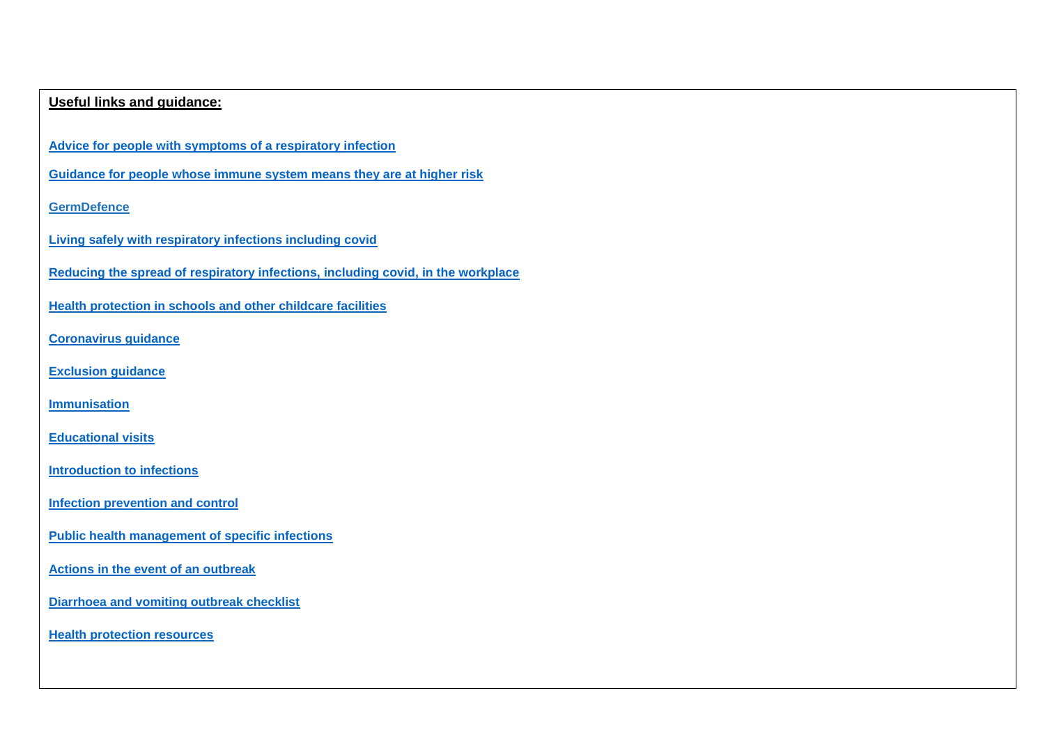**Useful links and guidance:**

**Advice for people with symptoms of a respiratory infection**

**Guidance for people whose immune system means they are at higher risk**

**GermDefence**

**Living safely with respiratory infections including covid**

**Reducing the spread of respiratory infections, including covid, in the workplace**

**Health protection in schools and other childcare facilities**

**Coronavirus guidance**

**Exclusion guidance**

**Immunisation**

**Educational visits**

**Introduction to infections**

**Infection prevention and control**

**Public health management of specific infections**

**Actions in the event of an outbreak**

**Diarrhoea and vomiting outbreak checklist**

**Health protection resources**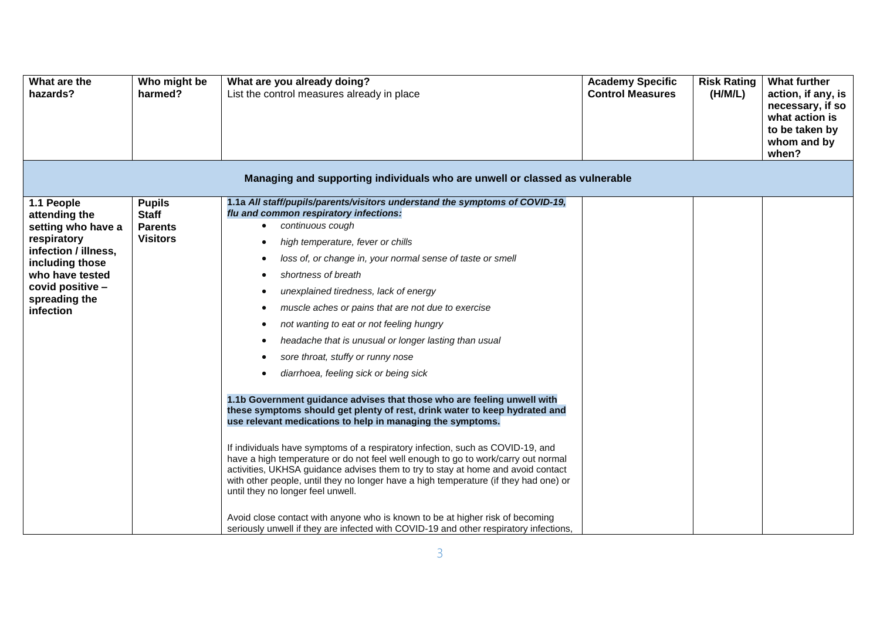| What are the hazards? | Who might be harmed? | What are you already doing?<br>List the control measures already in place | Academy Specific Control Measures | Risk Rating (H/M/L) | What further action, if any, is necessary, if so what action is to be taken by whom and by when? |
|---|---|---|---|---|---|
| **Managing and supporting individuals who are unwell or classed as vulnerable** | | | | | |
| **1.1 People attending the setting who have a respiratory infection / illness, including those who have tested covid positive – spreading the infection** | **Pupils**<br>**Staff**<br>**Parents**<br>**Visitors** | ***1.1a All staff/pupils/parents/visitors understand the symptoms of COVID-19, flu and common respiratory infections:***<br>• *continuous cough*<br>• *high temperature, fever or chills*<br>• *loss of, or change in, your normal sense of taste or smell*<br>• *shortness of breath*<br>• *unexplained tiredness, lack of energy*<br>• *muscle aches or pains that are not due to exercise*<br>• *not wanting to eat or not feeling hungry*<br>• *headache that is unusual or longer lasting than usual*<br>• *sore throat, stuffy or runny nose*<br>• *diarrhoea, feeling sick or being sick*<br><br>**1.1b Government guidance advises that those who are feeling unwell with these symptoms should get plenty of rest, drink water to keep hydrated and use relevant medications to help in managing the symptoms.**<br><br>If individuals have symptoms of a respiratory infection, such as COVID-19, and have a high temperature or do not feel well enough to go to work/carry out normal activities, UKHSA guidance advises them to try to stay at home and avoid contact with other people, until they no longer have a high temperature (if they had one) or until they no longer feel unwell.<br><br>Avoid close contact with anyone who is known to be at higher risk of becoming seriously unwell if they are infected with COVID-19 and other respiratory infections, | | | |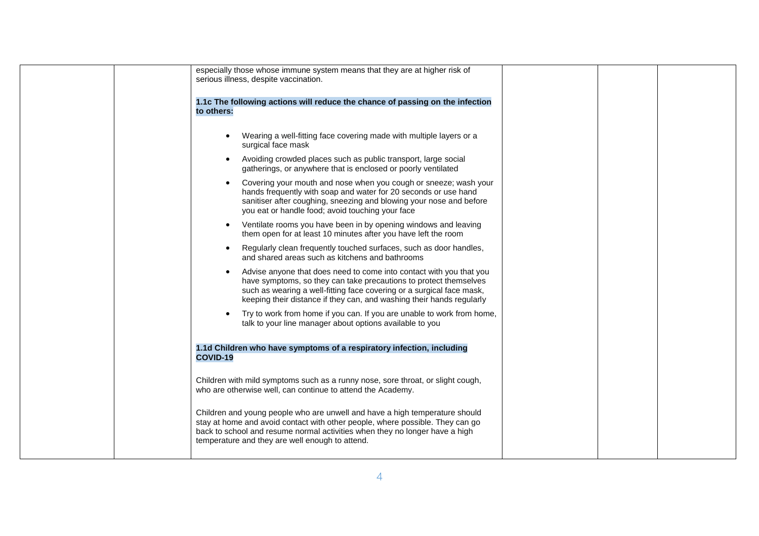| | | | | | |
|---|---|---|---|---|---|
| | | especially those whose immune system means that they are at higher risk of serious illness, despite vaccination.<br><br>**1.1c The following actions will reduce the chance of passing on the infection to others:**<br><br>• Wearing a well-fitting face covering made with multiple layers or a surgical face mask<br>• Avoiding crowded places such as public transport, large social gatherings, or anywhere that is enclosed or poorly ventilated<br>• Covering your mouth and nose when you cough or sneeze; wash your hands frequently with soap and water for 20 seconds or use hand sanitiser after coughing, sneezing and blowing your nose and before you eat or handle food; avoid touching your face<br>• Ventilate rooms you have been in by opening windows and leaving them open for at least 10 minutes after you have left the room<br>• Regularly clean frequently touched surfaces, such as door handles, and shared areas such as kitchens and bathrooms<br>• Advise anyone that does need to come into contact with you that you have symptoms, so they can take precautions to protect themselves such as wearing a well-fitting face covering or a surgical face mask, keeping their distance if they can, and washing their hands regularly<br>• Try to work from home if you can. If you are unable to work from home, talk to your line manager about options available to you<br><br>**1.1d Children who have symptoms of a respiratory infection, including COVID-19**<br><br>Children with mild symptoms such as a runny nose, sore throat, or slight cough, who are otherwise well, can continue to attend the Academy.<br><br>Children and young people who are unwell and have a high temperature should stay at home and avoid contact with other people, where possible. They can go back to school and resume normal activities when they no longer have a high temperature and they are well enough to attend. | | | |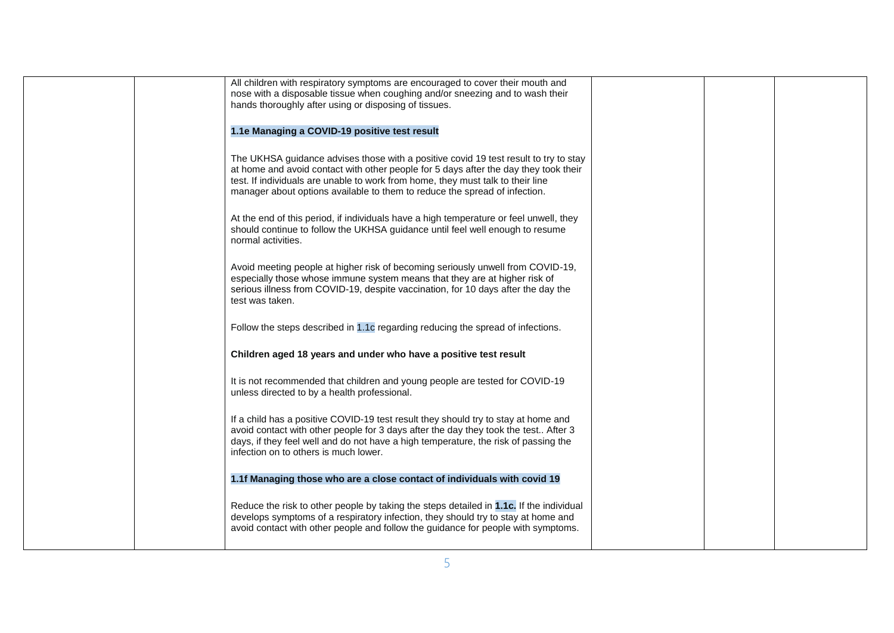| | | | | | |
|---|---|---|---|---|---|
| | | All children with respiratory symptoms are encouraged to cover their mouth and nose with a disposable tissue when coughing and/or sneezing and to wash their hands thoroughly after using or disposing of tissues.<br><br>**1.1e Managing a COVID-19 positive test result**<br><br>The UKHSA guidance advises those with a positive covid 19 test result to try to stay at home and avoid contact with other people for 5 days after the day they took their test. If individuals are unable to work from home, they must talk to their line manager about options available to them to reduce the spread of infection.<br><br>At the end of this period, if individuals have a high temperature or feel unwell, they should continue to follow the UKHSA guidance until feel well enough to resume normal activities.<br><br>Avoid meeting people at higher risk of becoming seriously unwell from COVID-19, especially those whose immune system means that they are at higher risk of serious illness from COVID-19, despite vaccination, for 10 days after the day the test was taken.<br><br>Follow the steps described in 1.1c regarding reducing the spread of infections.<br><br>**Children aged 18 years and under who have a positive test result**<br><br>It is not recommended that children and young people are tested for COVID-19 unless directed to by a health professional.<br><br>If a child has a positive COVID-19 test result they should try to stay at home and avoid contact with other people for 3 days after the day they took the test.. After 3 days, if they feel well and do not have a high temperature, the risk of passing the infection on to others is much lower.<br><br>**1.1f Managing those who are a close contact of individuals with covid 19**<br><br>Reduce the risk to other people by taking the steps detailed in **1.1c.** If the individual develops symptoms of a respiratory infection, they should try to stay at home and avoid contact with other people and follow the guidance for people with symptoms. | | | |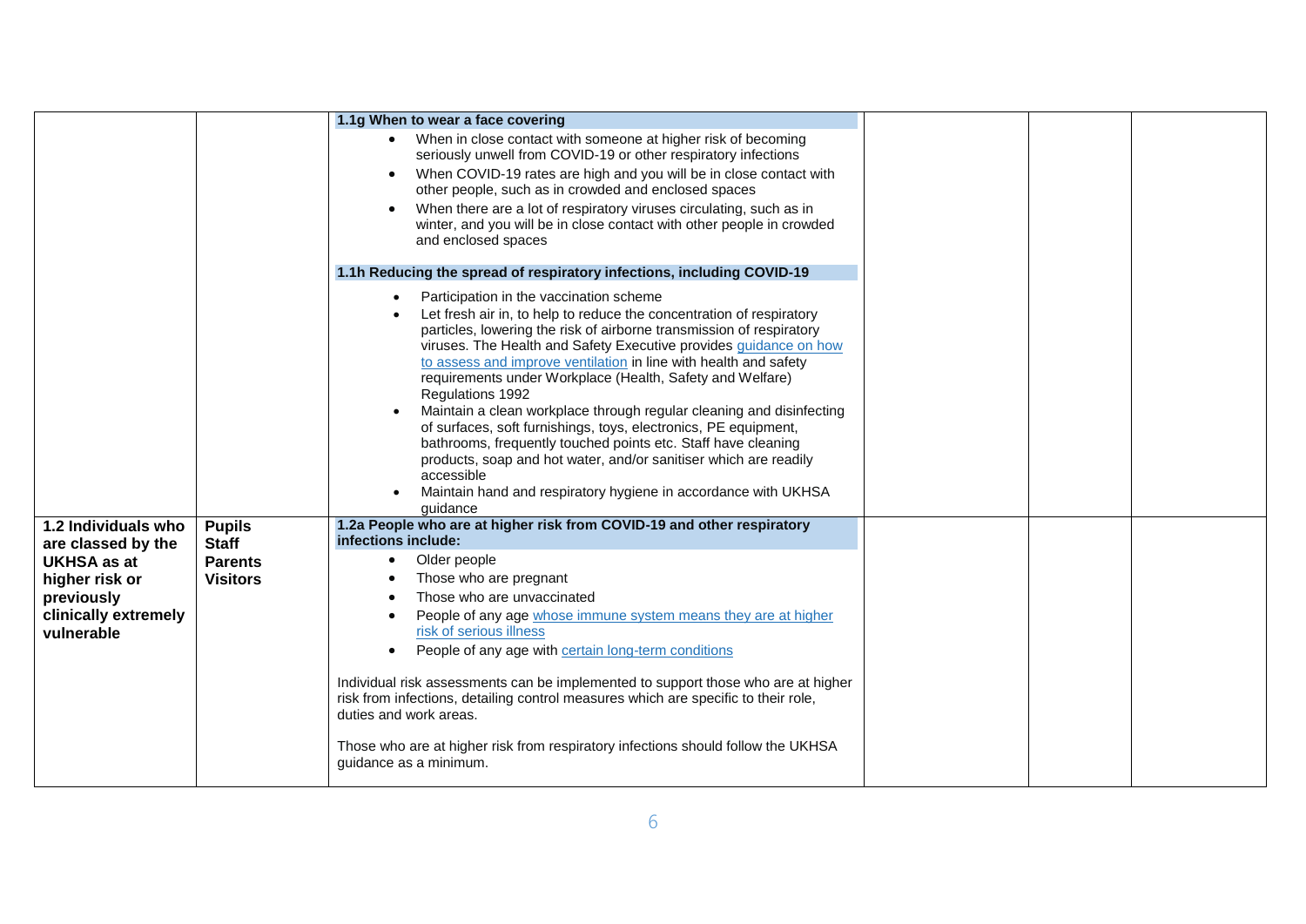| | | | | | |
|---|---|---|---|---|---|
| | | **1.1g When to wear a face covering**<br>• When in close contact with someone at higher risk of becoming seriously unwell from COVID-19 or other respiratory infections<br>• When COVID-19 rates are high and you will be in close contact with other people, such as in crowded and enclosed spaces<br>• When there are a lot of respiratory viruses circulating, such as in winter, and you will be in close contact with other people in crowded and enclosed spaces<br><br>**1.1h Reducing the spread of respiratory infections, including COVID-19**<br>• Participation in the vaccination scheme<br>• Let fresh air in, to help to reduce the concentration of respiratory particles, lowering the risk of airborne transmission of respiratory viruses. The Health and Safety Executive provides guidance on how to assess and improve ventilation in line with health and safety requirements under Workplace (Health, Safety and Welfare) Regulations 1992<br>• Maintain a clean workplace through regular cleaning and disinfecting of surfaces, soft furnishings, toys, electronics, PE equipment, bathrooms, frequently touched points etc. Staff have cleaning products, soap and hot water, and/or sanitiser which are readily accessible<br>• Maintain hand and respiratory hygiene in accordance with UKHSA guidance | | | |
| **1.2 Individuals who are classed by the UKHSA as at higher risk or previously clinically extremely vulnerable** | **Pupils**<br>**Staff**<br>**Parents**<br>**Visitors** | **1.2a People who are at higher risk from COVID-19 and other respiratory infections include:**<br>• Older people<br>• Those who are pregnant<br>• Those who are unvaccinated<br>• People of any age whose immune system means they are at higher risk of serious illness<br>• People of any age with certain long-term conditions<br><br>Individual risk assessments can be implemented to support those who are at higher risk from infections, detailing control measures which are specific to their role, duties and work areas.<br><br>Those who are at higher risk from respiratory infections should follow the UKHSA guidance as a minimum. | | | |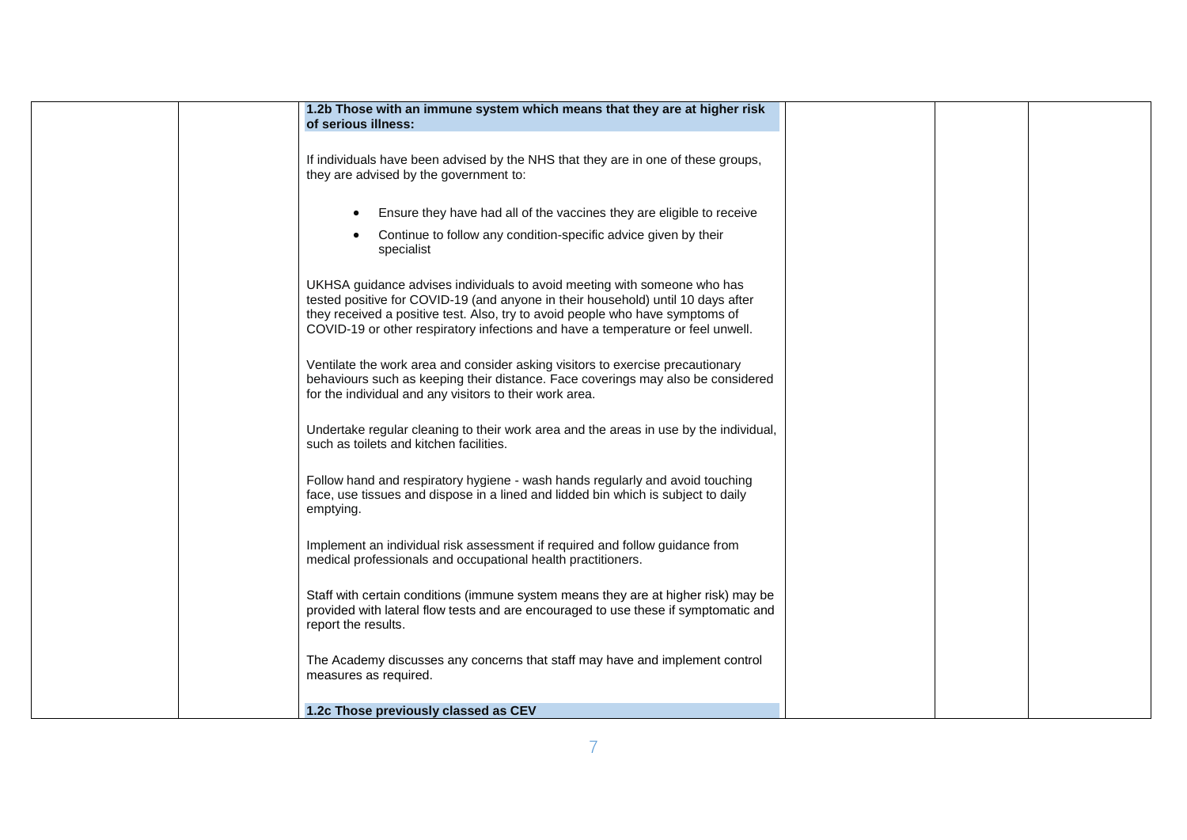| | | | | | |
|---|---|---|---|---|---|
| | | **1.2b Those with an immune system which means that they are at higher risk of serious illness:**<br><br>If individuals have been advised by the NHS that they are in one of these groups, they are advised by the government to:<br><br>• Ensure they have had all of the vaccines they are eligible to receive<br>• Continue to follow any condition-specific advice given by their specialist<br><br>UKHSA guidance advises individuals to avoid meeting with someone who has tested positive for COVID-19 (and anyone in their household) until 10 days after they received a positive test. Also, try to avoid people who have symptoms of COVID-19 or other respiratory infections and have a temperature or feel unwell.<br><br>Ventilate the work area and consider asking visitors to exercise precautionary behaviours such as keeping their distance. Face coverings may also be considered for the individual and any visitors to their work area.<br><br>Undertake regular cleaning to their work area and the areas in use by the individual, such as toilets and kitchen facilities.<br><br>Follow hand and respiratory hygiene - wash hands regularly and avoid touching face, use tissues and dispose in a lined and lidded bin which is subject to daily emptying.<br><br>Implement an individual risk assessment if required and follow guidance from medical professionals and occupational health practitioners.<br><br>Staff with certain conditions (immune system means they are at higher risk) may be provided with lateral flow tests and are encouraged to use these if symptomatic and report the results.<br><br>The Academy discusses any concerns that staff may have and implement control measures as required.<br><br>**1.2c Those previously classed as CEV** | | | |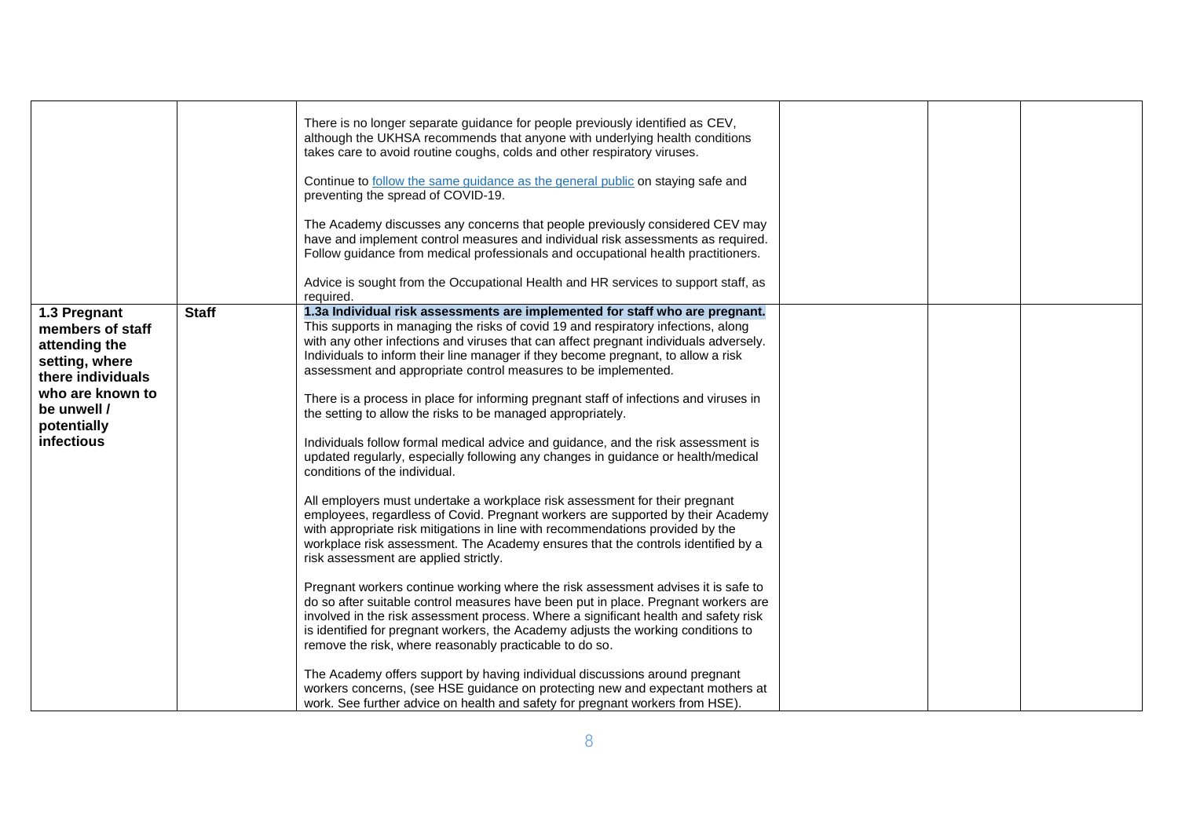| | | | | | |
|---|---|---|---|---|---|
| | | There is no longer separate guidance for people previously identified as CEV, although the UKHSA recommends that anyone with underlying health conditions takes care to avoid routine coughs, colds and other respiratory viruses.<br><br>Continue to follow the same guidance as the general public on staying safe and preventing the spread of COVID-19.<br><br>The Academy discusses any concerns that people previously considered CEV may have and implement control measures and individual risk assessments as required. Follow guidance from medical professionals and occupational health practitioners.<br><br>Advice is sought from the Occupational Health and HR services to support staff, as required. | | | |
| **1.3 Pregnant members of staff attending the setting, where there individuals who are known to be unwell / potentially infectious** | **Staff** | **1.3a Individual risk assessments are implemented for staff who are pregnant.** This supports in managing the risks of covid 19 and respiratory infections, along with any other infections and viruses that can affect pregnant individuals adversely. Individuals to inform their line manager if they become pregnant, to allow a risk assessment and appropriate control measures to be implemented.<br><br>There is a process in place for informing pregnant staff of infections and viruses in the setting to allow the risks to be managed appropriately.<br><br>Individuals follow formal medical advice and guidance, and the risk assessment is updated regularly, especially following any changes in guidance or health/medical conditions of the individual.<br><br>All employers must undertake a workplace risk assessment for their pregnant employees, regardless of Covid. Pregnant workers are supported by their Academy with appropriate risk mitigations in line with recommendations provided by the workplace risk assessment. The Academy ensures that the controls identified by a risk assessment are applied strictly.<br><br>Pregnant workers continue working where the risk assessment advises it is safe to do so after suitable control measures have been put in place. Pregnant workers are involved in the risk assessment process. Where a significant health and safety risk is identified for pregnant workers, the Academy adjusts the working conditions to remove the risk, where reasonably practicable to do so.<br><br>The Academy offers support by having individual discussions around pregnant workers concerns, (see HSE guidance on protecting new and expectant mothers at work. See further advice on health and safety for pregnant workers from HSE). | | | |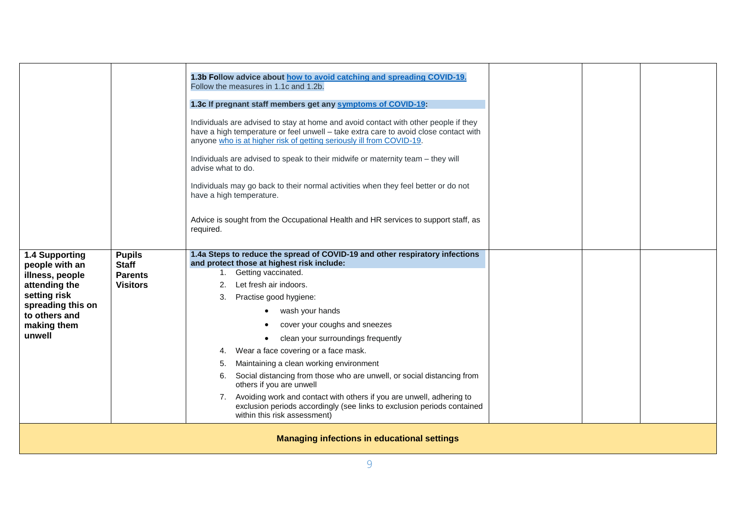| | | | | | |
|---|---|---|---|---|---|
| | | **1.3b Follow advice about how to avoid catching and spreading COVID-19.**<br>Follow the measures in 1.1c and 1.2b.<br><br>**1.3c If pregnant staff members get any symptoms of COVID-19:**<br><br>Individuals are advised to stay at home and avoid contact with other people if they have a high temperature or feel unwell – take extra care to avoid close contact with anyone who is at higher risk of getting seriously ill from COVID-19.<br><br>Individuals are advised to speak to their midwife or maternity team – they will advise what to do.<br><br>Individuals may go back to their normal activities when they feel better or do not have a high temperature.<br><br>Advice is sought from the Occupational Health and HR services to support staff, as required. | | | |
| **1.4 Supporting people with an illness, people attending the setting risk spreading this on to others and making them unwell** | **Pupils**<br>**Staff**<br>**Parents**<br>**Visitors** | **1.4a Steps to reduce the spread of COVID-19 and other respiratory infections and protect those at highest risk include:**<br>1. Getting vaccinated.<br>2. Let fresh air indoors.<br>3. Practise good hygiene:<br>• wash your hands<br>• cover your coughs and sneezes<br>• clean your surroundings frequently<br>4. Wear a face covering or a face mask.<br>5. Maintaining a clean working environment<br>6. Social distancing from those who are unwell, or social distancing from others if you are unwell<br>7. Avoiding work and contact with others if you are unwell, adhering to exclusion periods accordingly (see links to exclusion periods contained within this risk assessment) | | | |
| **Managing infections in educational settings** | | | | | |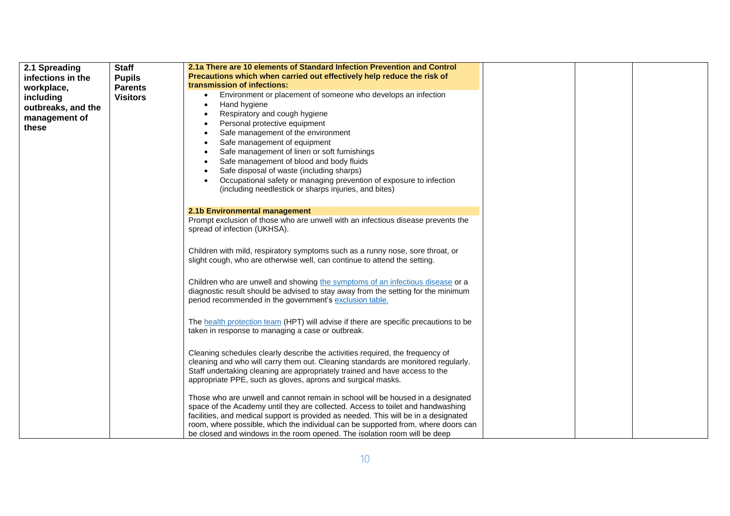| | | | | | |
|---|---|---|---|---|---|
| **2.1 Spreading infections in the workplace, including outbreaks, and the management of these** | **Staff**<br>**Pupils**<br>**Parents**<br>**Visitors** | **2.1a There are 10 elements of Standard Infection Prevention and Control Precautions which when carried out effectively help reduce the risk of transmission of infections:**<br>• Environment or placement of someone who develops an infection<br>• Hand hygiene<br>• Respiratory and cough hygiene<br>• Personal protective equipment<br>• Safe management of the environment<br>• Safe management of equipment<br>• Safe management of linen or soft furnishings<br>• Safe management of blood and body fluids<br>• Safe disposal of waste (including sharps)<br>• Occupational safety or managing prevention of exposure to infection (including needlestick or sharps injuries, and bites)<br><br>**2.1b Environmental management**<br>Prompt exclusion of those who are unwell with an infectious disease prevents the spread of infection (UKHSA).<br><br>Children with mild, respiratory symptoms such as a runny nose, sore throat, or slight cough, who are otherwise well, can continue to attend the setting.<br><br>Children who are unwell and showing the symptoms of an infectious disease or a diagnostic result should be advised to stay away from the setting for the minimum period recommended in the government's exclusion table.<br><br>The health protection team (HPT) will advise if there are specific precautions to be taken in response to managing a case or outbreak.<br><br>Cleaning schedules clearly describe the activities required, the frequency of cleaning and who will carry them out. Cleaning standards are monitored regularly. Staff undertaking cleaning are appropriately trained and have access to the appropriate PPE, such as gloves, aprons and surgical masks.<br><br>Those who are unwell and cannot remain in school will be housed in a designated space of the Academy until they are collected. Access to toilet and handwashing facilities, and medical support is provided as needed. This will be in a designated room, where possible, which the individual can be supported from, where doors can be closed and windows in the room opened. The isolation room will be deep | | | |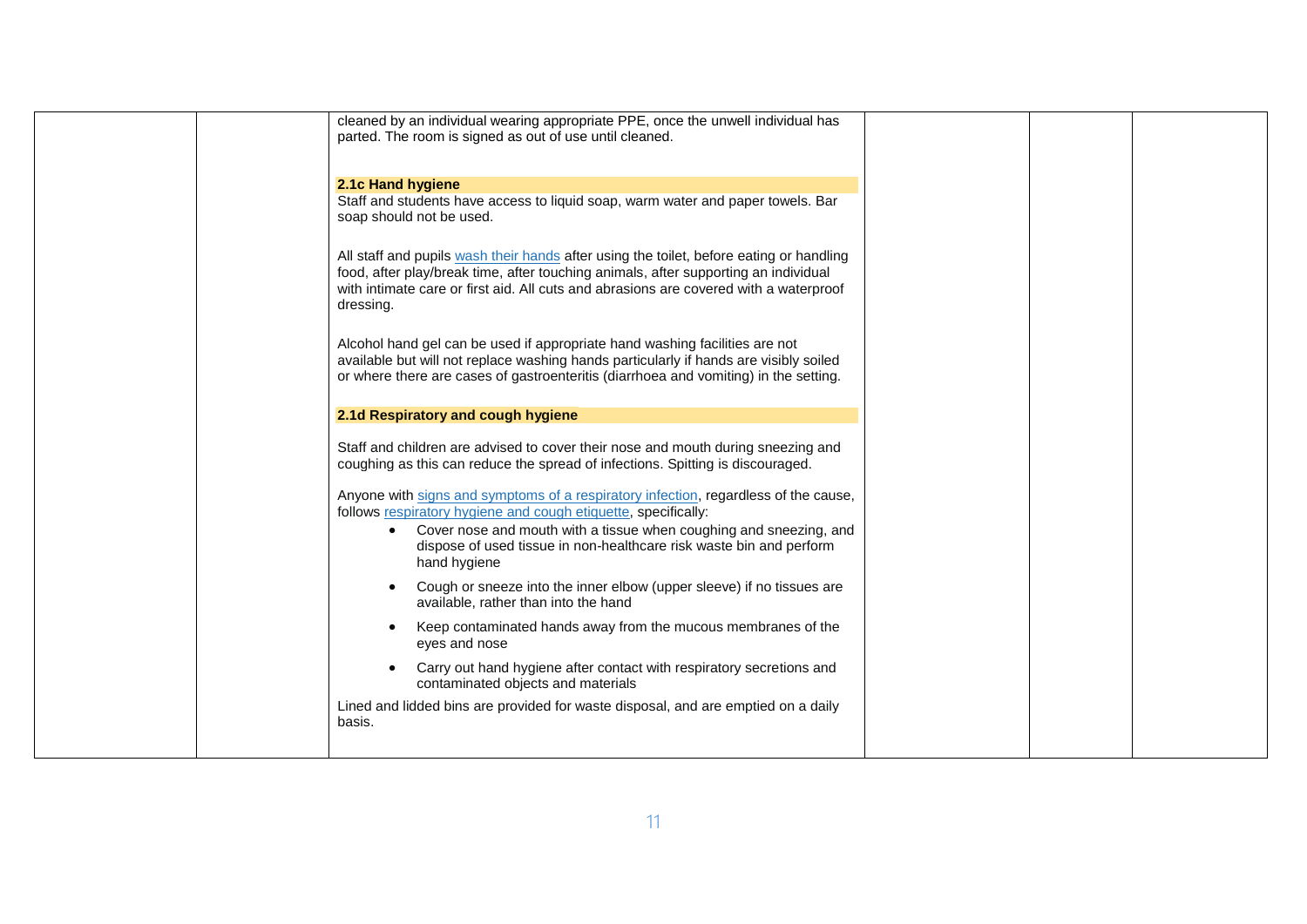cleaned by an individual wearing appropriate PPE, once the unwell individual has parted. The room is signed as out of use until cleaned.

**2.1c Hand hygiene**

Staff and students have access to liquid soap, warm water and paper towels. Bar soap should not be used.

All staff and pupils wash their hands after using the toilet, before eating or handling food, after play/break time, after touching animals, after supporting an individual with intimate care or first aid. All cuts and abrasions are covered with a waterproof dressing.

Alcohol hand gel can be used if appropriate hand washing facilities are not available but will not replace washing hands particularly if hands are visibly soiled or where there are cases of gastroenteritis (diarrhoea and vomiting) in the setting.

**2.1d Respiratory and cough hygiene**

Staff and children are advised to cover their nose and mouth during sneezing and coughing as this can reduce the spread of infections. Spitting is discouraged.

Anyone with signs and symptoms of a respiratory infection, regardless of the cause, follows respiratory hygiene and cough etiquette, specifically:

- Cover nose and mouth with a tissue when coughing and sneezing, and dispose of used tissue in non-healthcare risk waste bin and perform hand hygiene
- Cough or sneeze into the inner elbow (upper sleeve) if no tissues are available, rather than into the hand
- Keep contaminated hands away from the mucous membranes of the eyes and nose
- Carry out hand hygiene after contact with respiratory secretions and contaminated objects and materials

Lined and lidded bins are provided for waste disposal, and are emptied on a daily basis.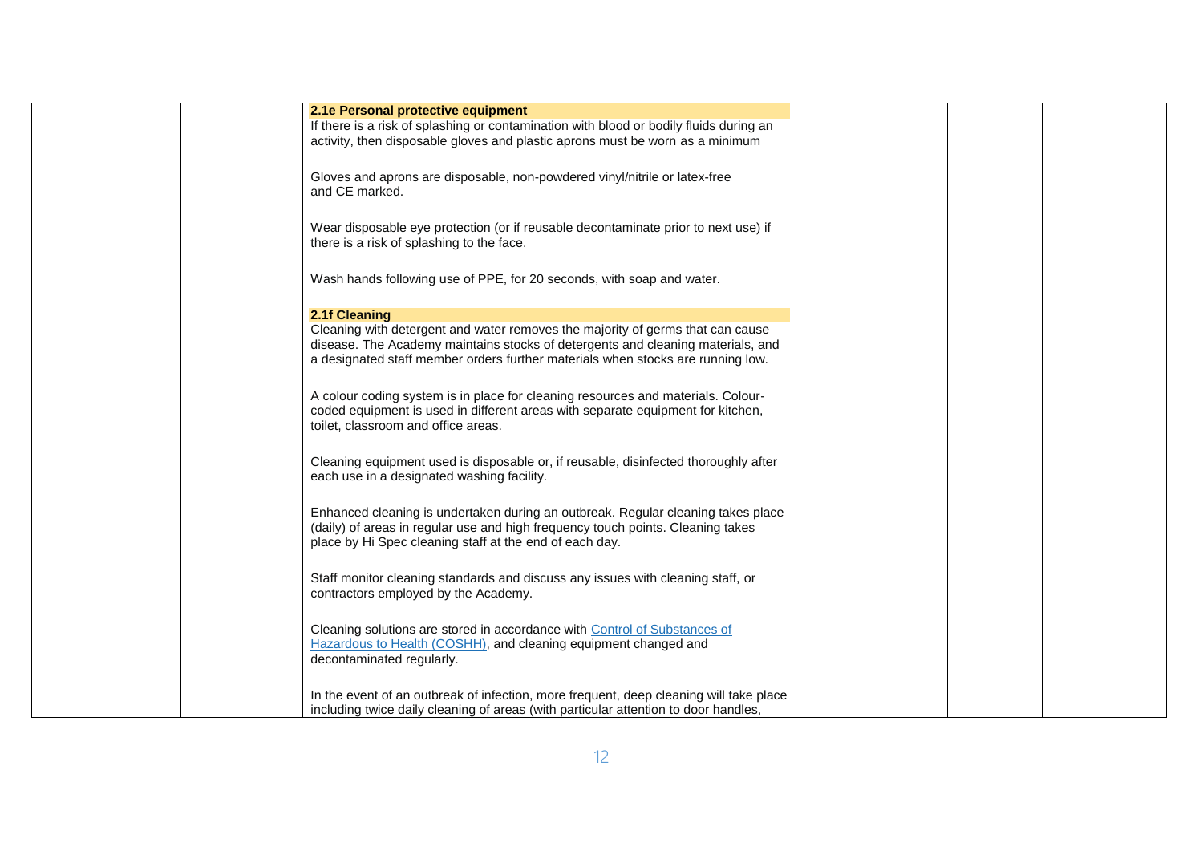| | | | | | |
|---|---|---|---|---|---|
| | | **2.1e Personal protective equipment**<br>If there is a risk of splashing or contamination with blood or bodily fluids during an activity, then disposable gloves and plastic aprons must be worn as a minimum<br><br>Gloves and aprons are disposable, non-powdered vinyl/nitrile or latex-free and CE marked.<br><br>Wear disposable eye protection (or if reusable decontaminate prior to next use) if there is a risk of splashing to the face.<br><br>Wash hands following use of PPE, for 20 seconds, with soap and water.<br><br>**2.1f Cleaning**<br>Cleaning with detergent and water removes the majority of germs that can cause disease. The Academy maintains stocks of detergents and cleaning materials, and a designated staff member orders further materials when stocks are running low.<br><br>A colour coding system is in place for cleaning resources and materials. Colour-coded equipment is used in different areas with separate equipment for kitchen, toilet, classroom and office areas.<br><br>Cleaning equipment used is disposable or, if reusable, disinfected thoroughly after each use in a designated washing facility.<br><br>Enhanced cleaning is undertaken during an outbreak. Regular cleaning takes place (daily) of areas in regular use and high frequency touch points. Cleaning takes place by Hi Spec cleaning staff at the end of each day.<br><br>Staff monitor cleaning standards and discuss any issues with cleaning staff, or contractors employed by the Academy.<br><br>Cleaning solutions are stored in accordance with Control of Substances of Hazardous to Health (COSHH), and cleaning equipment changed and decontaminated regularly.<br><br>In the event of an outbreak of infection, more frequent, deep cleaning will take place including twice daily cleaning of areas (with particular attention to door handles, | | | |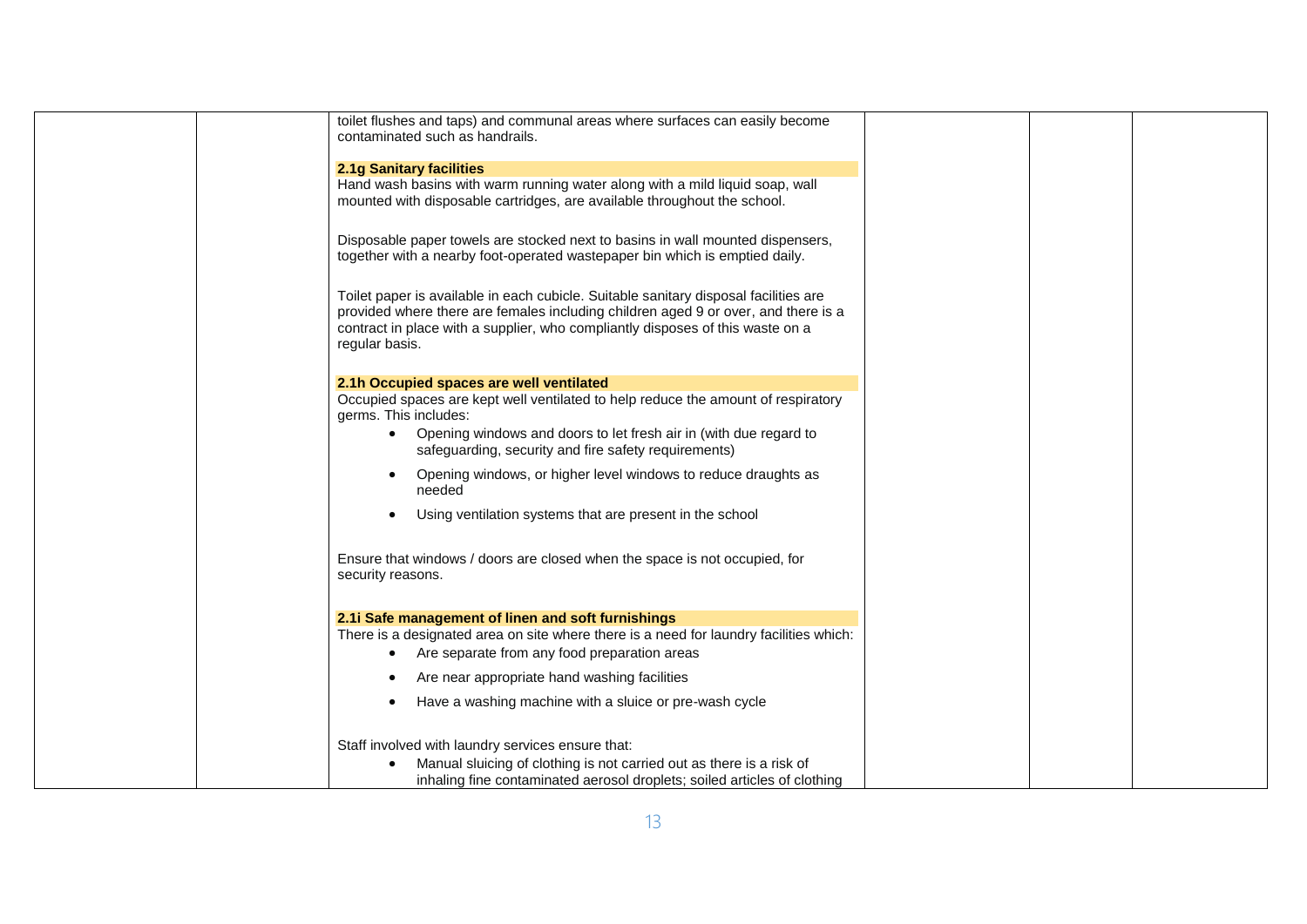| | | | | | |
|---|---|---|---|---|---|
| | | toilet flushes and taps) and communal areas where surfaces can easily become contaminated such as handrails.<br><br>**2.1g Sanitary facilities**<br>Hand wash basins with warm running water along with a mild liquid soap, wall mounted with disposable cartridges, are available throughout the school.<br><br>Disposable paper towels are stocked next to basins in wall mounted dispensers, together with a nearby foot-operated wastepaper bin which is emptied daily.<br><br>Toilet paper is available in each cubicle. Suitable sanitary disposal facilities are provided where there are females including children aged 9 or over, and there is a contract in place with a supplier, who compliantly disposes of this waste on a regular basis.<br><br>**2.1h Occupied spaces are well ventilated**<br>Occupied spaces are kept well ventilated to help reduce the amount of respiratory germs. This includes:<br>• Opening windows and doors to let fresh air in (with due regard to safeguarding, security and fire safety requirements)<br>• Opening windows, or higher level windows to reduce draughts as needed<br>• Using ventilation systems that are present in the school<br><br>Ensure that windows / doors are closed when the space is not occupied, for security reasons.<br><br>**2.1i Safe management of linen and soft furnishings**<br>There is a designated area on site where there is a need for laundry facilities which:<br>• Are separate from any food preparation areas<br>• Are near appropriate hand washing facilities<br>• Have a washing machine with a sluice or pre-wash cycle<br><br>Staff involved with laundry services ensure that:<br>• Manual sluicing of clothing is not carried out as there is a risk of inhaling fine contaminated aerosol droplets; soiled articles of clothing | | | |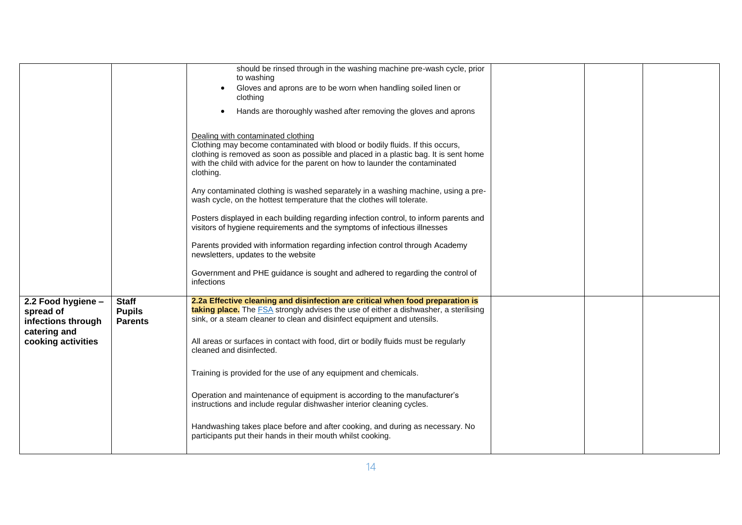| | | | | | |
|---|---|---|---|---|---|
| | | • should be rinsed through in the washing machine pre-wash cycle, prior to washing<br>• Gloves and aprons are to be worn when handling soiled linen or clothing<br>• Hands are thoroughly washed after removing the gloves and aprons<br><br><u>Dealing with contaminated clothing</u><br>Clothing may become contaminated with blood or bodily fluids. If this occurs, clothing is removed as soon as possible and placed in a plastic bag. It is sent home with the child with advice for the parent on how to launder the contaminated clothing.<br><br>Any contaminated clothing is washed separately in a washing machine, using a pre-wash cycle, on the hottest temperature that the clothes will tolerate.<br><br>Posters displayed in each building regarding infection control, to inform parents and visitors of hygiene requirements and the symptoms of infectious illnesses<br><br>Parents provided with information regarding infection control through Academy newsletters, updates to the website<br><br>Government and PHE guidance is sought and adhered to regarding the control of infections | | | |
| **2.2 Food hygiene – spread of infections through catering and cooking activities** | **Staff**<br>**Pupils**<br>**Parents** | **2.2a Effective cleaning and disinfection are critical when food preparation is taking place.** The FSA strongly advises the use of either a dishwasher, a sterilising sink, or a steam cleaner to clean and disinfect equipment and utensils.<br><br>All areas or surfaces in contact with food, dirt or bodily fluids must be regularly cleaned and disinfected.<br><br>Training is provided for the use of any equipment and chemicals.<br><br>Operation and maintenance of equipment is according to the manufacturer's instructions and include regular dishwasher interior cleaning cycles.<br><br>Handwashing takes place before and after cooking, and during as necessary. No participants put their hands in their mouth whilst cooking. | | | |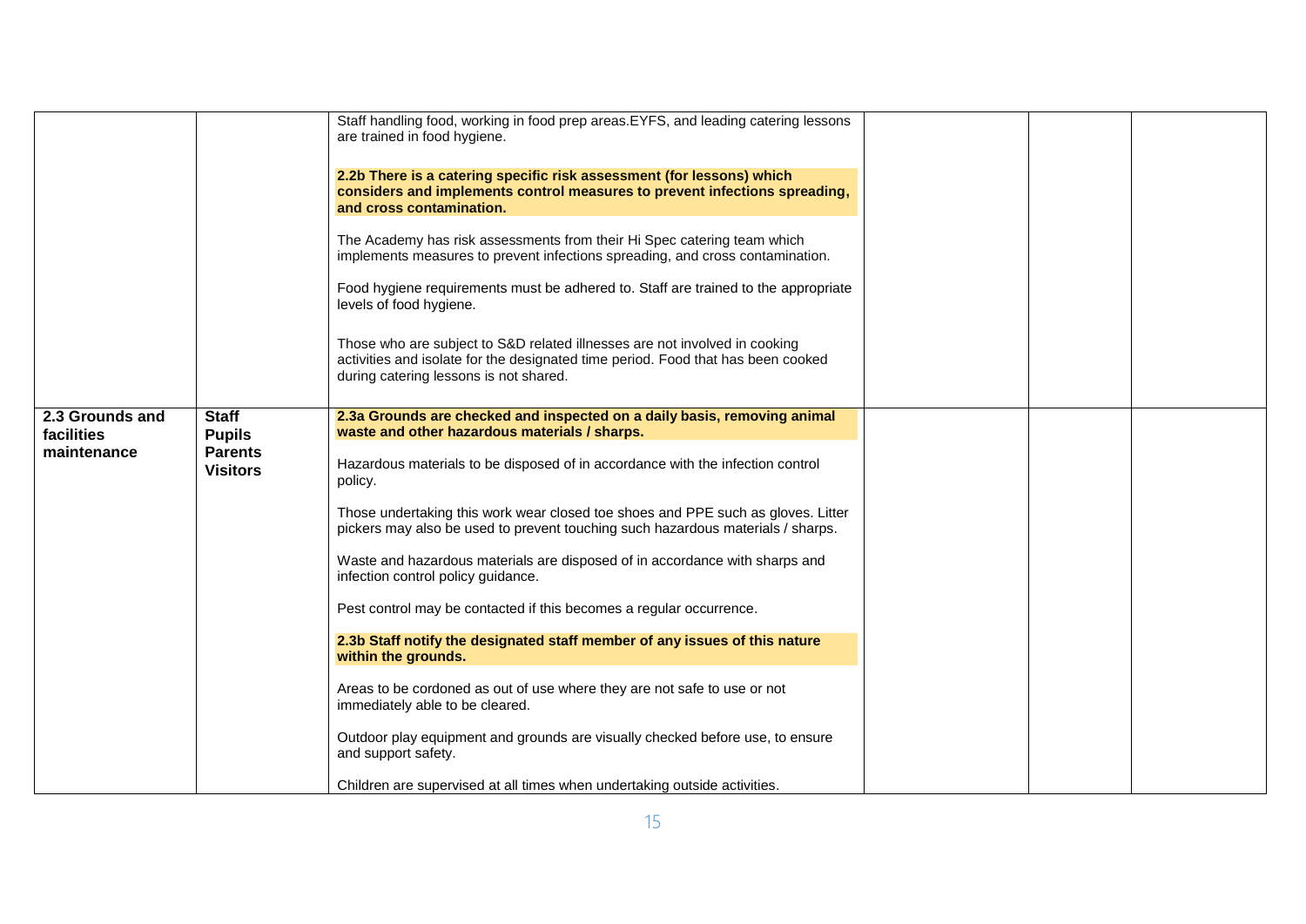| | | | | | |
|---|---|---|---|---|---|
| | | Staff handling food, working in food prep areas.EYFS, and leading catering lessons are trained in food hygiene.<br><br>**2.2b There is a catering specific risk assessment (for lessons) which considers and implements control measures to prevent infections spreading, and cross contamination.**<br><br>The Academy has risk assessments from their Hi Spec catering team which implements measures to prevent infections spreading, and cross contamination.<br><br>Food hygiene requirements must be adhered to. Staff are trained to the appropriate levels of food hygiene.<br><br>Those who are subject to S&D related illnesses are not involved in cooking activities and isolate for the designated time period. Food that has been cooked during catering lessons is not shared. | | | |
| **2.3 Grounds and facilities maintenance** | **Staff**<br>**Pupils**<br>**Parents**<br>**Visitors** | **2.3a Grounds are checked and inspected on a daily basis, removing animal waste and other hazardous materials / sharps.**<br><br>Hazardous materials to be disposed of in accordance with the infection control policy.<br><br>Those undertaking this work wear closed toe shoes and PPE such as gloves. Litter pickers may also be used to prevent touching such hazardous materials / sharps.<br><br>Waste and hazardous materials are disposed of in accordance with sharps and infection control policy guidance.<br><br>Pest control may be contacted if this becomes a regular occurrence.<br><br>**2.3b Staff notify the designated staff member of any issues of this nature within the grounds.**<br><br>Areas to be cordoned as out of use where they are not safe to use or not immediately able to be cleared.<br><br>Outdoor play equipment and grounds are visually checked before use, to ensure and support safety.<br><br>Children are supervised at all times when undertaking outside activities. | | | |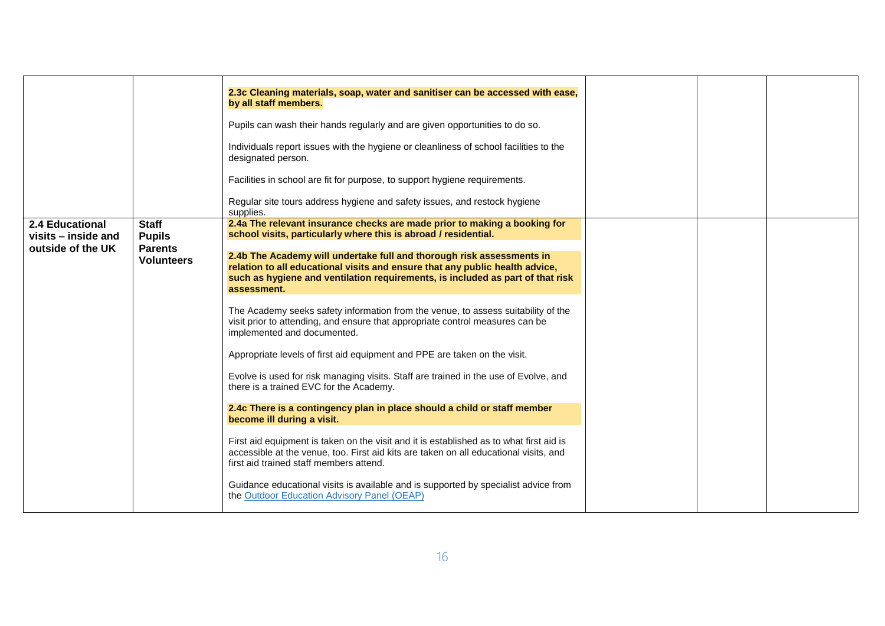| | | | | | |
|---|---|---|---|---|---|
| | | **2.3c Cleaning materials, soap, water and sanitiser can be accessed with ease, by all staff members.**<br><br>Pupils can wash their hands regularly and are given opportunities to do so.<br><br>Individuals report issues with the hygiene or cleanliness of school facilities to the designated person.<br><br>Facilities in school are fit for purpose, to support hygiene requirements.<br><br>Regular site tours address hygiene and safety issues, and restock hygiene supplies. | | | |
| **2.4 Educational visits – inside and outside of the UK** | **Staff**<br>**Pupils**<br>**Parents**<br>**Volunteers** | **2.4a The relevant insurance checks are made prior to making a booking for school visits, particularly where this is abroad / residential.**<br><br>**2.4b The Academy will undertake full and thorough risk assessments in relation to all educational visits and ensure that any public health advice, such as hygiene and ventilation requirements, is included as part of that risk assessment.**<br><br>The Academy seeks safety information from the venue, to assess suitability of the visit prior to attending, and ensure that appropriate control measures can be implemented and documented.<br><br>Appropriate levels of first aid equipment and PPE are taken on the visit.<br><br>Evolve is used for risk managing visits. Staff are trained in the use of Evolve, and there is a trained EVC for the Academy.<br><br>**2.4c There is a contingency plan in place should a child or staff member become ill during a visit.**<br><br>First aid equipment is taken on the visit and it is established as to what first aid is accessible at the venue, too. First aid kits are taken on all educational visits, and first aid trained staff members attend.<br><br>Guidance educational visits is available and is supported by specialist advice from the [Outdoor Education Advisory Panel (OEAP)](#) | | | |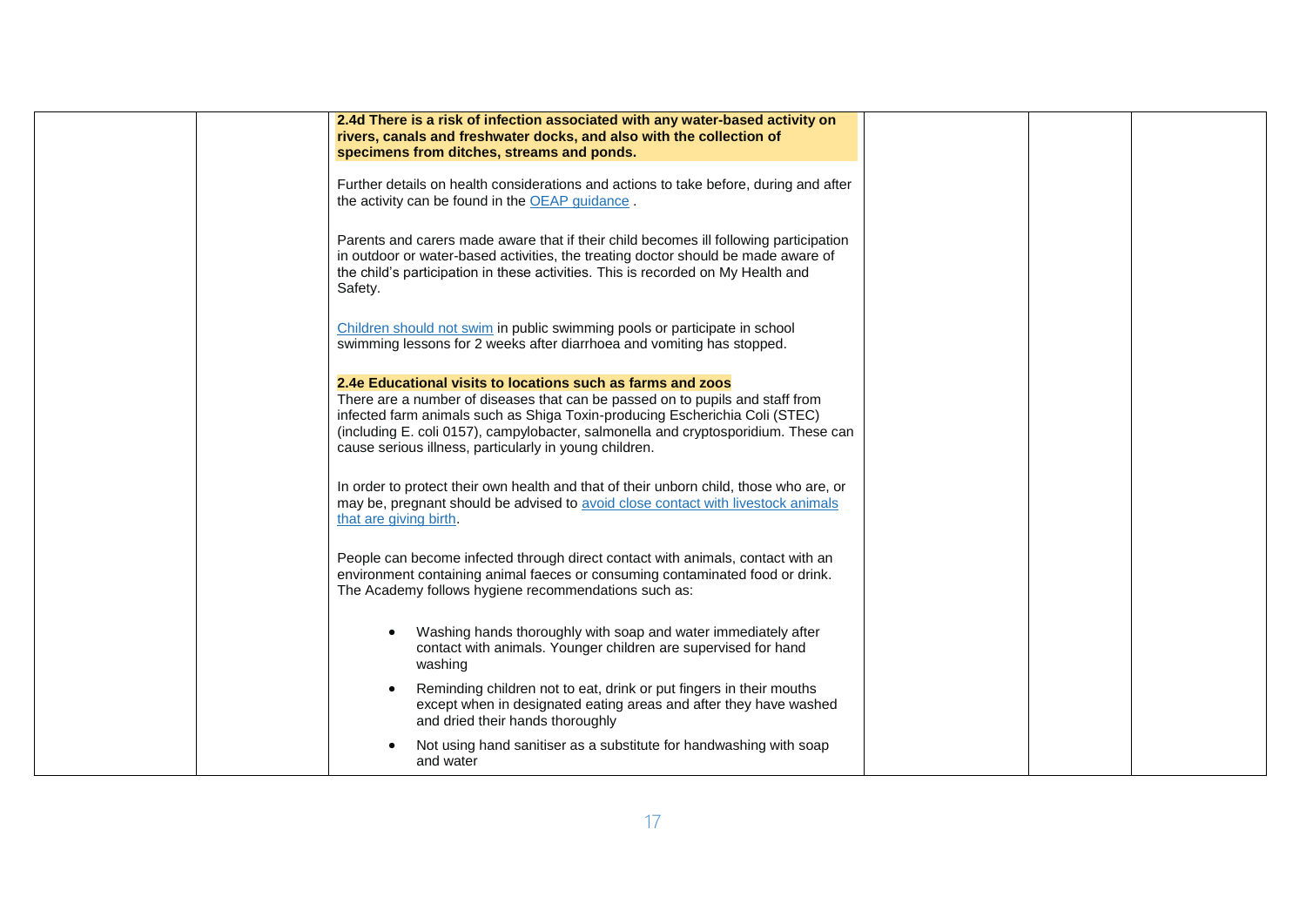| | | | | | |
|---|---|---|---|---|---|
| | | **2.4d There is a risk of infection associated with any water-based activity on rivers, canals and freshwater docks, and also with the collection of specimens from ditches, streams and ponds.**<br><br>Further details on health considerations and actions to take before, during and after the activity can be found in the [OEAP guidance](#) .<br><br>Parents and carers made aware that if their child becomes ill following participation in outdoor or water-based activities, the treating doctor should be made aware of the child's participation in these activities. This is recorded on My Health and Safety.<br><br>[Children should not swim](#) in public swimming pools or participate in school swimming lessons for 2 weeks after diarrhoea and vomiting has stopped.<br><br>**2.4e Educational visits to locations such as farms and zoos**<br>There are a number of diseases that can be passed on to pupils and staff from infected farm animals such as Shiga Toxin-producing Escherichia Coli (STEC) (including E. coli 0157), campylobacter, salmonella and cryptosporidium. These can cause serious illness, particularly in young children.<br><br>In order to protect their own health and that of their unborn child, those who are, or may be, pregnant should be advised to [avoid close contact with livestock animals that are giving birth](#).<br><br>People can become infected through direct contact with animals, contact with an environment containing animal faeces or consuming contaminated food or drink. The Academy follows hygiene recommendations such as:<br><br>• Washing hands thoroughly with soap and water immediately after contact with animals. Younger children are supervised for hand washing<br>• Reminding children not to eat, drink or put fingers in their mouths except when in designated eating areas and after they have washed and dried their hands thoroughly<br>• Not using hand sanitiser as a substitute for handwashing with soap and water | | | |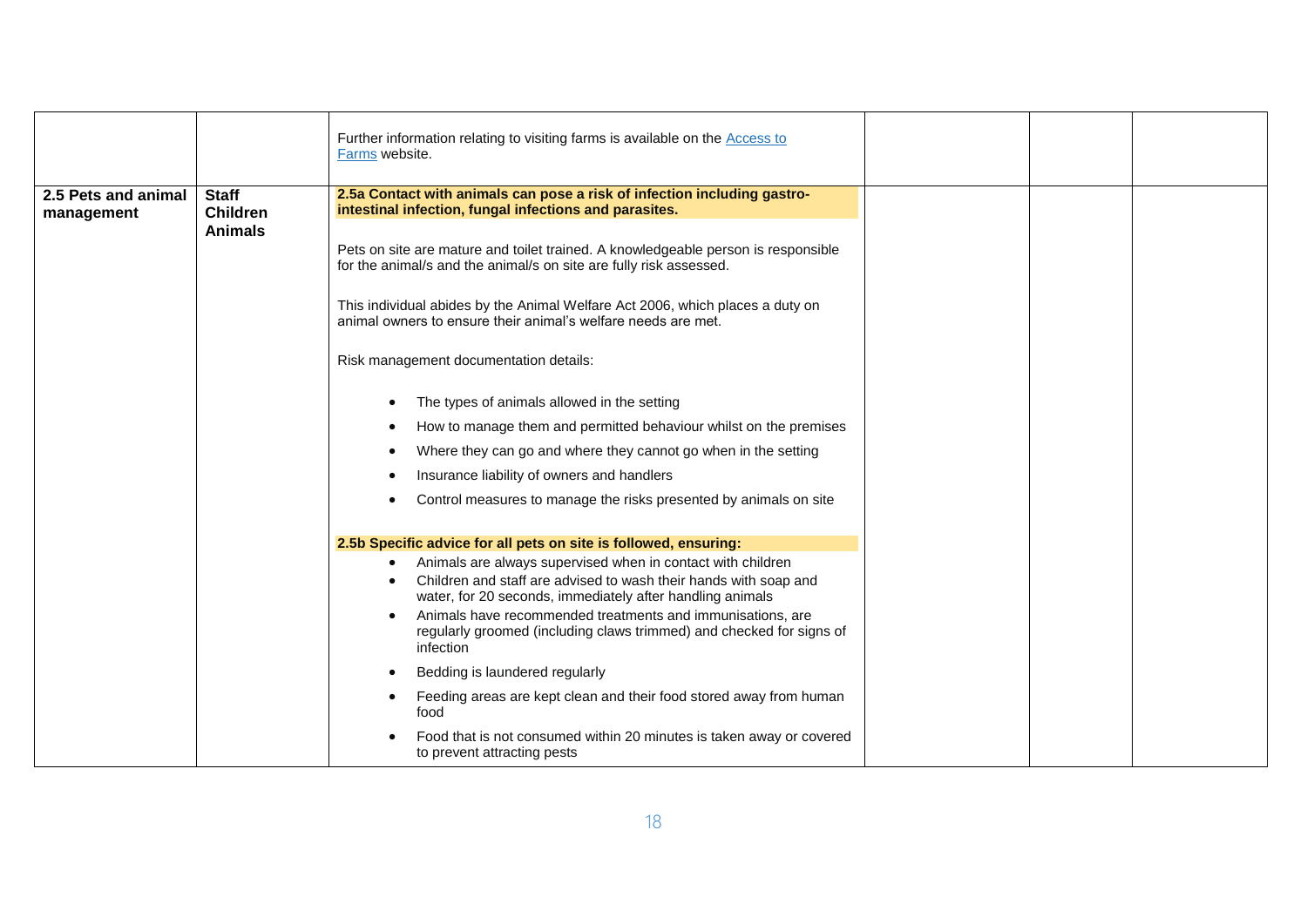| | | | | | |
|---|---|---|---|---|---|
| | | Further information relating to visiting farms is available on the [Access to Farms](Access to Farms) website. | | | |
| **2.5 Pets and animal management** | **Staff**<br>**Children**<br>**Animals** | **2.5a Contact with animals can pose a risk of infection including gastro-intestinal infection, fungal infections and parasites.**<br><br>Pets on site are mature and toilet trained. A knowledgeable person is responsible for the animal/s and the animal/s on site are fully risk assessed.<br><br>This individual abides by the Animal Welfare Act 2006, which places a duty on animal owners to ensure their animal's welfare needs are met.<br><br>Risk management documentation details:<br><br>• The types of animals allowed in the setting<br>• How to manage them and permitted behaviour whilst on the premises<br>• Where they can go and where they cannot go when in the setting<br>• Insurance liability of owners and handlers<br>• Control measures to manage the risks presented by animals on site<br><br>**2.5b Specific advice for all pets on site is followed, ensuring:**<br>• Animals are always supervised when in contact with children<br>• Children and staff are advised to wash their hands with soap and water, for 20 seconds, immediately after handling animals<br>• Animals have recommended treatments and immunisations, are regularly groomed (including claws trimmed) and checked for signs of infection<br>• Bedding is laundered regularly<br>• Feeding areas are kept clean and their food stored away from human food<br>• Food that is not consumed within 20 minutes is taken away or covered to prevent attracting pests | | | |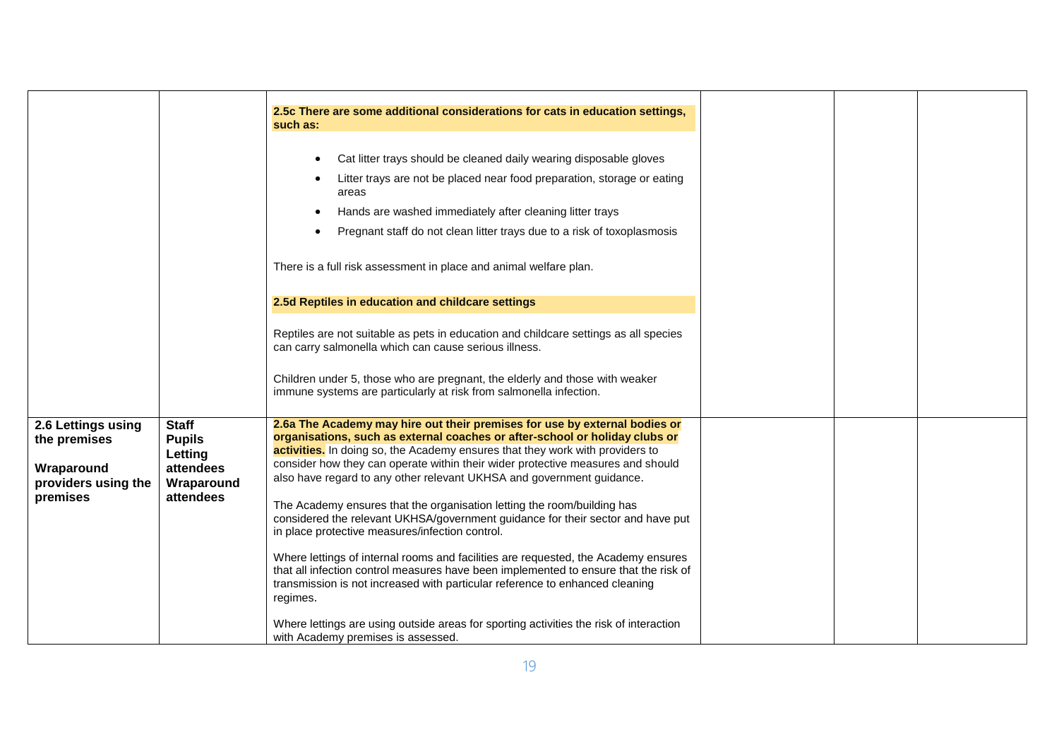| | | | | | |
|---|---|---|---|---|---|
| | | **2.5c There are some additional considerations for cats in education settings, such as:**<br><br>• Cat litter trays should be cleaned daily wearing disposable gloves<br>• Litter trays are not be placed near food preparation, storage or eating areas<br>• Hands are washed immediately after cleaning litter trays<br>• Pregnant staff do not clean litter trays due to a risk of toxoplasmosis<br><br>There is a full risk assessment in place and animal welfare plan.<br><br>**2.5d Reptiles in education and childcare settings**<br><br>Reptiles are not suitable as pets in education and childcare settings as all species can carry salmonella which can cause serious illness.<br><br>Children under 5, those who are pregnant, the elderly and those with weaker immune systems are particularly at risk from salmonella infection. | | | |
| **2.6 Lettings using the premises**<br><br>**Wraparound providers using the premises** | **Staff**<br>**Pupils**<br>**Letting attendees**<br>**Wraparound attendees** | **2.6a The Academy may hire out their premises for use by external bodies or organisations, such as external coaches or after-school or holiday clubs or activities.** In doing so, the Academy ensures that they work with providers to consider how they can operate within their wider protective measures and should also have regard to any other relevant UKHSA and government guidance.<br><br>The Academy ensures that the organisation letting the room/building has considered the relevant UKHSA/government guidance for their sector and have put in place protective measures/infection control.<br><br>Where lettings of internal rooms and facilities are requested, the Academy ensures that all infection control measures have been implemented to ensure that the risk of transmission is not increased with particular reference to enhanced cleaning regimes.<br><br>Where lettings are using outside areas for sporting activities the risk of interaction with Academy premises is assessed. | | | |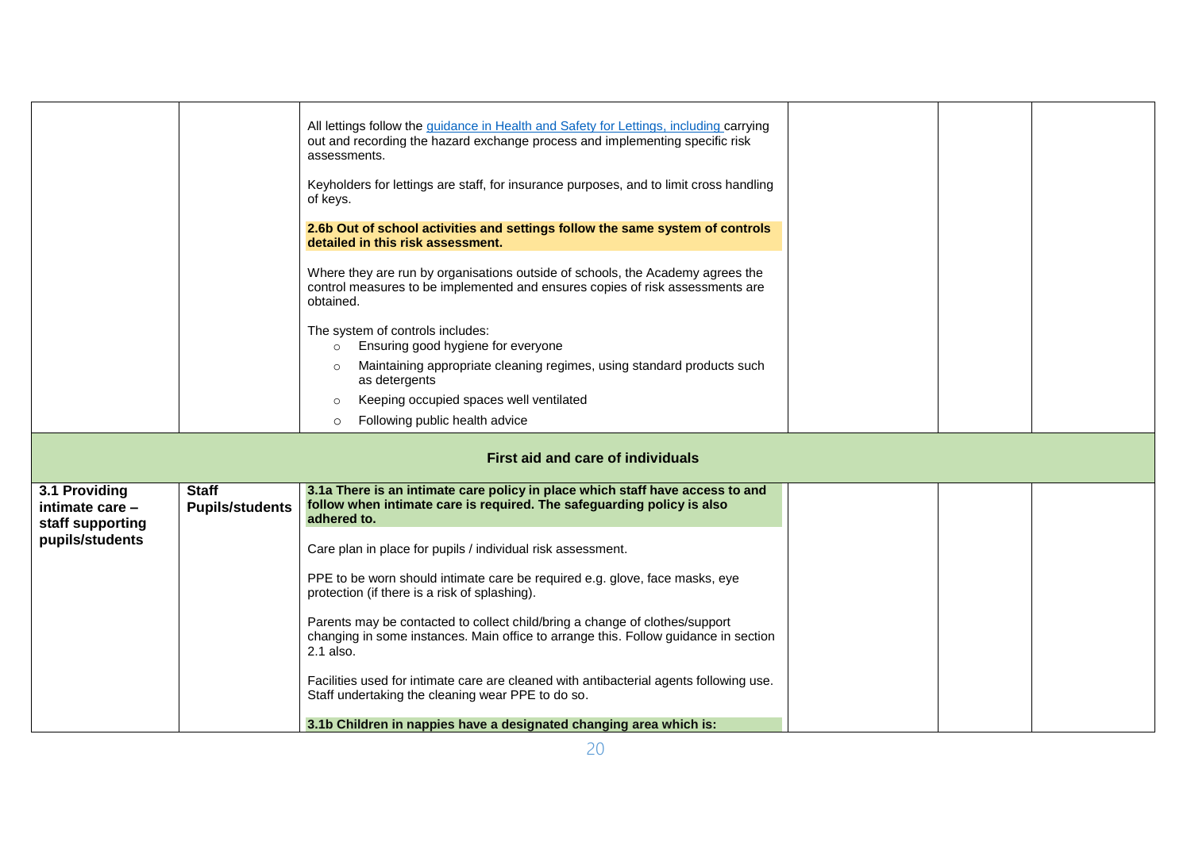| | | | | | |
|---|---|---|---|---|---|
| | | All lettings follow the [guidance in Health and Safety for Lettings, including](#) carrying out and recording the hazard exchange process and implementing specific risk assessments.<br><br>Keyholders for lettings are staff, for insurance purposes, and to limit cross handling of keys.<br><br>**2.6b Out of school activities and settings follow the same system of controls detailed in this risk assessment.**<br><br>Where they are run by organisations outside of schools, the Academy agrees the control measures to be implemented and ensures copies of risk assessments are obtained.<br><br>The system of controls includes:<br>○ Ensuring good hygiene for everyone<br>○ Maintaining appropriate cleaning regimes, using standard products such as detergents<br>○ Keeping occupied spaces well ventilated<br>○ Following public health advice | | | |
| **First aid and care of individuals** | | | | | |
| **3.1 Providing intimate care – staff supporting pupils/students** | **Staff**<br>**Pupils/students** | **3.1a There is an intimate care policy in place which staff have access to and follow when intimate care is required. The safeguarding policy is also adhered to.**<br><br>Care plan in place for pupils / individual risk assessment.<br><br>PPE to be worn should intimate care be required e.g. glove, face masks, eye protection (if there is a risk of splashing).<br><br>Parents may be contacted to collect child/bring a change of clothes/support changing in some instances. Main office to arrange this. Follow guidance in section 2.1 also.<br><br>Facilities used for intimate care are cleaned with antibacterial agents following use. Staff undertaking the cleaning wear PPE to do so.<br><br>**3.1b Children in nappies have a designated changing area which is:** | | | |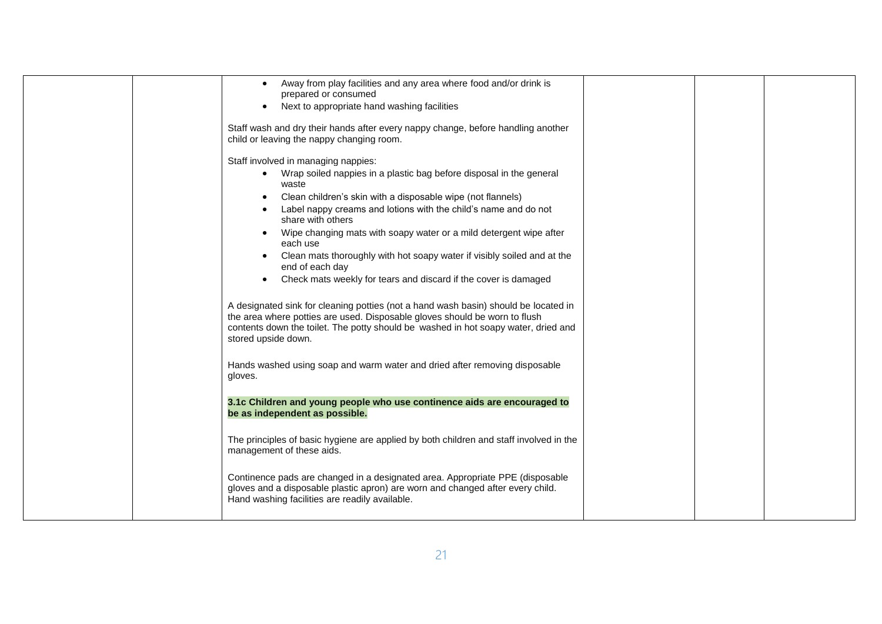| | | | | | |
|---|---|---|---|---|---|
| | | <ul><li>Away from play facilities and any area where food and/or drink is prepared or consumed</li><li>Next to appropriate hand washing facilities</li></ul>Staff wash and dry their hands after every nappy change, before handling another child or leaving the nappy changing room.<br><br>Staff involved in managing nappies:<ul><li>Wrap soiled nappies in a plastic bag before disposal in the general waste</li><li>Clean children's skin with a disposable wipe (not flannels)</li><li>Label nappy creams and lotions with the child's name and do not share with others</li><li>Wipe changing mats with soapy water or a mild detergent wipe after each use</li><li>Clean mats thoroughly with hot soapy water if visibly soiled and at the end of each day</li><li>Check mats weekly for tears and discard if the cover is damaged</li></ul>A designated sink for cleaning potties (not a hand wash basin) should be located in the area where potties are used. Disposable gloves should be worn to flush contents down the toilet. The potty should be washed in hot soapy water, dried and stored upside down.<br><br>Hands washed using soap and warm water and dried after removing disposable gloves.<br><br>**3.1c Children and young people who use continence aids are encouraged to be as independent as possible.**<br><br>The principles of basic hygiene are applied by both children and staff involved in the management of these aids.<br><br>Continence pads are changed in a designated area. Appropriate PPE (disposable gloves and a disposable plastic apron) are worn and changed after every child. Hand washing facilities are readily available. | | | |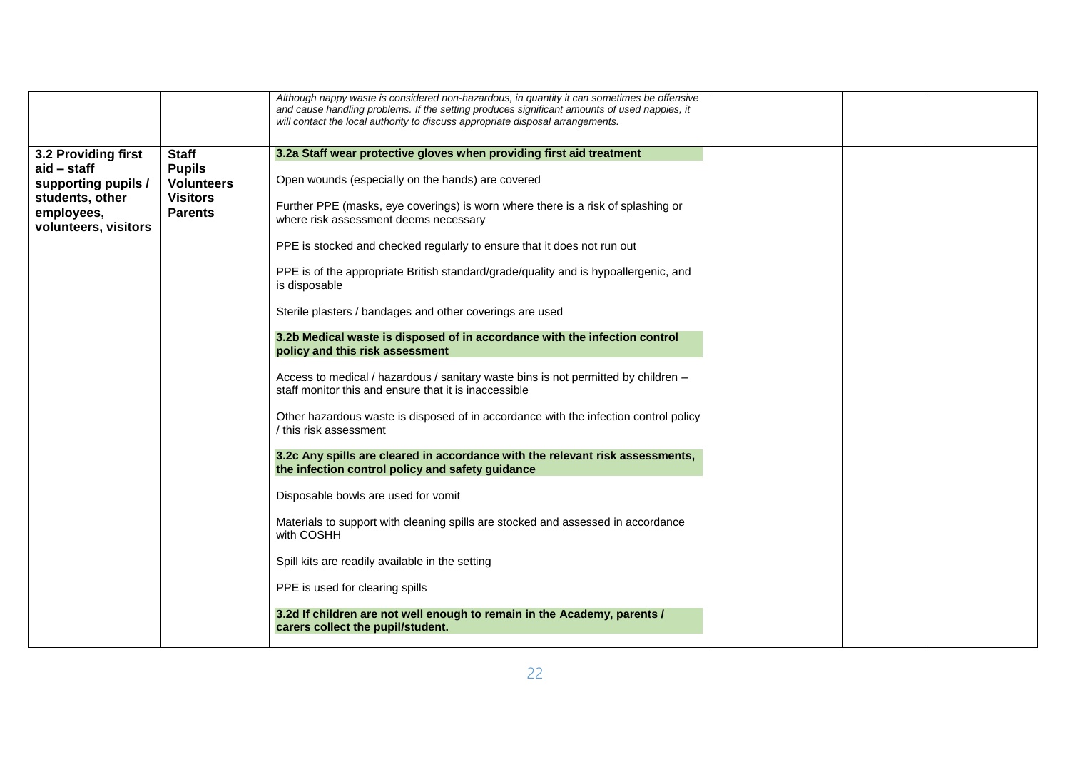| | | | | | |
|---|---|---|---|---|---|
| | | *Although nappy waste is considered non-hazardous, in quantity it can sometimes be offensive and cause handling problems. If the setting produces significant amounts of used nappies, it will contact the local authority to discuss appropriate disposal arrangements.* | | | |
| **3.2 Providing first aid – staff supporting pupils / students, other employees, volunteers, visitors** | **Staff**<br>**Pupils**<br>**Volunteers**<br>**Visitors**<br>**Parents** | **3.2a Staff wear protective gloves when providing first aid treatment**<br><br>Open wounds (especially on the hands) are covered<br><br>Further PPE (masks, eye coverings) is worn where there is a risk of splashing or where risk assessment deems necessary<br><br>PPE is stocked and checked regularly to ensure that it does not run out<br><br>PPE is of the appropriate British standard/grade/quality and is hypoallergenic, and is disposable<br><br>Sterile plasters / bandages and other coverings are used<br><br>**3.2b Medical waste is disposed of in accordance with the infection control policy and this risk assessment**<br><br>Access to medical / hazardous / sanitary waste bins is not permitted by children – staff monitor this and ensure that it is inaccessible<br><br>Other hazardous waste is disposed of in accordance with the infection control policy / this risk assessment<br><br>**3.2c Any spills are cleared in accordance with the relevant risk assessments, the infection control policy and safety guidance**<br><br>Disposable bowls are used for vomit<br><br>Materials to support with cleaning spills are stocked and assessed in accordance with COSHH<br><br>Spill kits are readily available in the setting<br><br>PPE is used for clearing spills<br><br>**3.2d If children are not well enough to remain in the Academy, parents / carers collect the pupil/student.** | | | |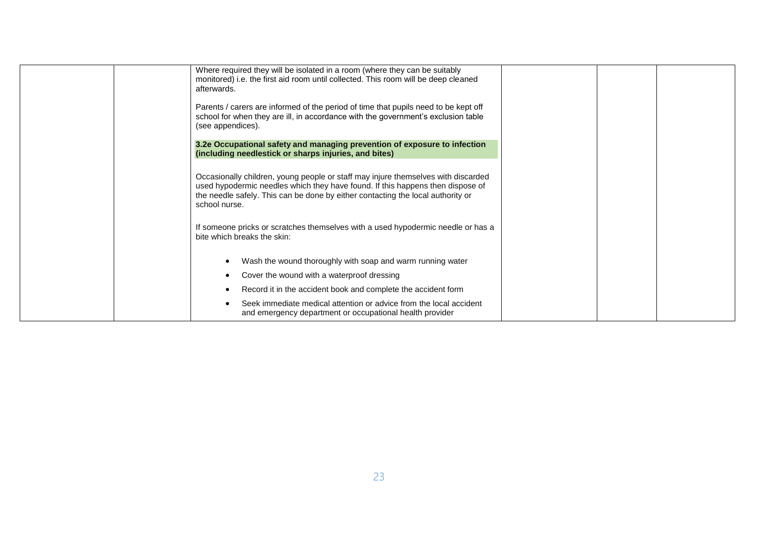| | | | | | |
|---|---|---|---|---|---|
| | | Where required they will be isolated in a room (where they can be suitably monitored) i.e. the first aid room until collected. This room will be deep cleaned afterwards.<br><br>Parents / carers are informed of the period of time that pupils need to be kept off school for when they are ill, in accordance with the government's exclusion table (see appendices).<br><br>**3.2e Occupational safety and managing prevention of exposure to infection (including needlestick or sharps injuries, and bites)**<br><br>Occasionally children, young people or staff may injure themselves with discarded used hypodermic needles which they have found. If this happens then dispose of the needle safely. This can be done by either contacting the local authority or school nurse.<br><br>If someone pricks or scratches themselves with a used hypodermic needle or has a bite which breaks the skin:<br><br>• Wash the wound thoroughly with soap and warm running water<br>• Cover the wound with a waterproof dressing<br>• Record it in the accident book and complete the accident form<br>• Seek immediate medical attention or advice from the local accident and emergency department or occupational health provider | | | |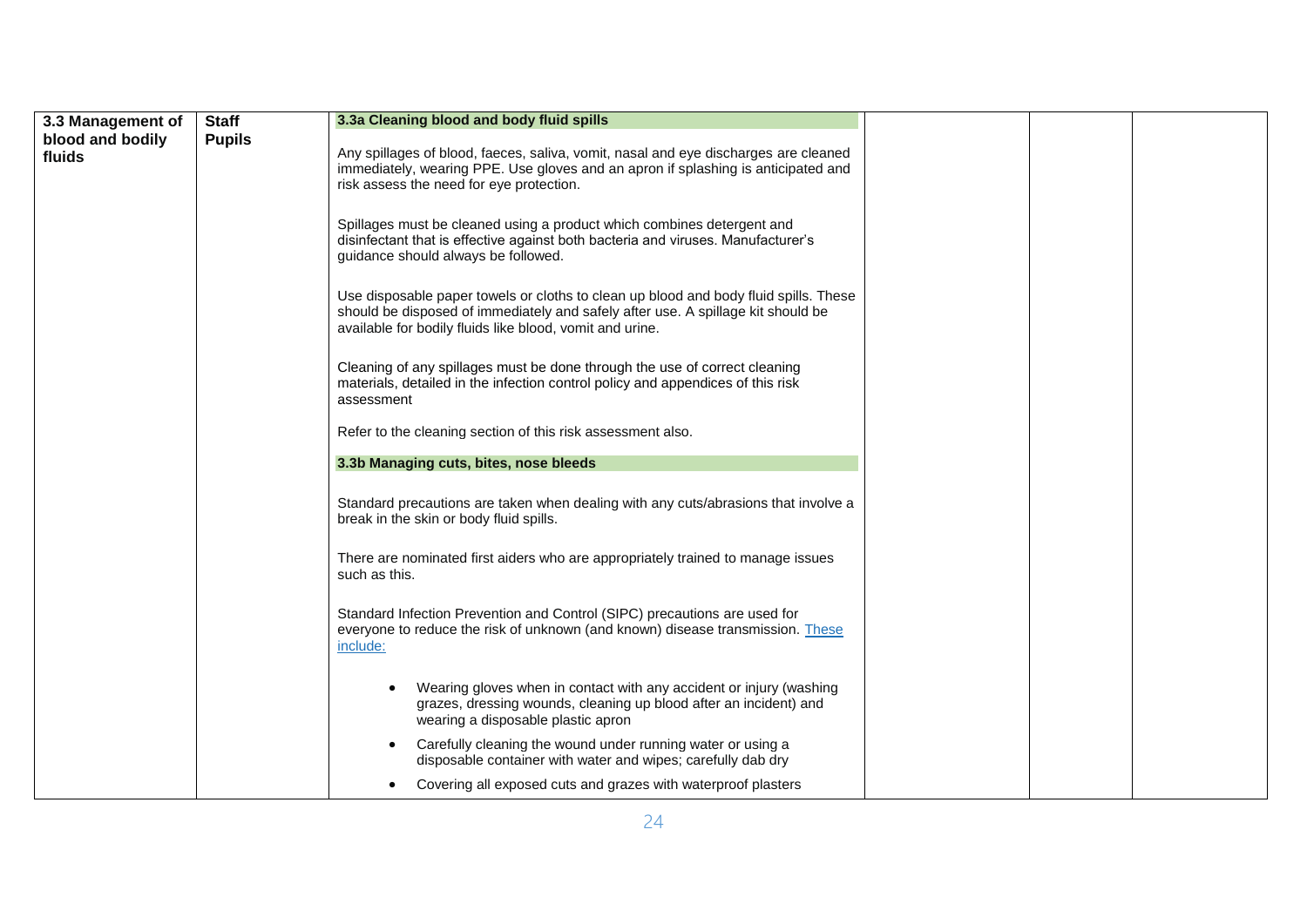| 3.3 Management of blood and bodily fluids | Staff<br>Pupils | **3.3a Cleaning blood and body fluid spills**<br><br>Any spillages of blood, faeces, saliva, vomit, nasal and eye discharges are cleaned immediately, wearing PPE. Use gloves and an apron if splashing is anticipated and risk assess the need for eye protection.<br><br>Spillages must be cleaned using a product which combines detergent and disinfectant that is effective against both bacteria and viruses. Manufacturer's guidance should always be followed.<br><br>Use disposable paper towels or cloths to clean up blood and body fluid spills. These should be disposed of immediately and safely after use. A spillage kit should be available for bodily fluids like blood, vomit and urine.<br><br>Cleaning of any spillages must be done through the use of correct cleaning materials, detailed in the infection control policy and appendices of this risk assessment<br><br>Refer to the cleaning section of this risk assessment also.<br><br>**3.3b Managing cuts, bites, nose bleeds**<br><br>Standard precautions are taken when dealing with any cuts/abrasions that involve a break in the skin or body fluid spills.<br><br>There are nominated first aiders who are appropriately trained to manage issues such as this.<br><br>Standard Infection Prevention and Control (SIPC) precautions are used for everyone to reduce the risk of unknown (and known) disease transmission. These include:<br><br>• Wearing gloves when in contact with any accident or injury (washing grazes, dressing wounds, cleaning up blood after an incident) and wearing a disposable plastic apron<br>• Carefully cleaning the wound under running water or using a disposable container with water and wipes; carefully dab dry<br>• Covering all exposed cuts and grazes with waterproof plasters | | | |
|---|---|---|---|---|---|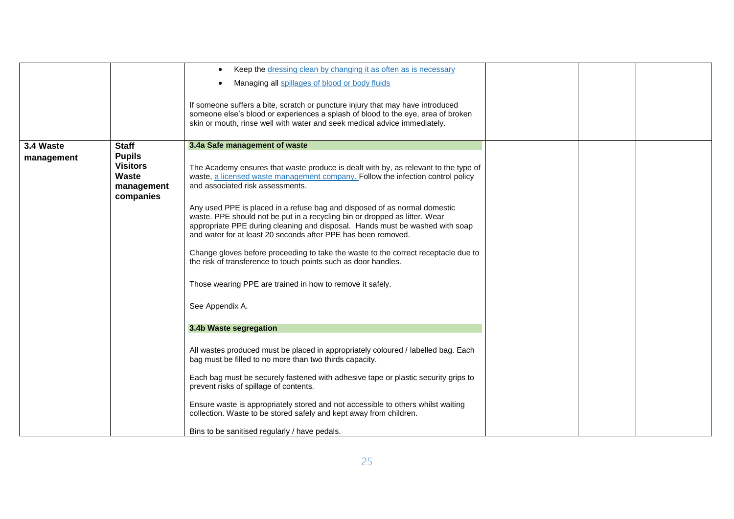| | | | | | |
|---|---|---|---|---|---|
| | | • Keep the dressing clean by changing it as often as is necessary<br>• Managing all spillages of blood or body fluids<br><br>If someone suffers a bite, scratch or puncture injury that may have introduced someone else's blood or experiences a splash of blood to the eye, area of broken skin or mouth, rinse well with water and seek medical advice immediately. | | | |
| **3.4 Waste management** | **Staff**<br>**Pupils**<br>**Visitors**<br>**Waste management companies** | **3.4a Safe management of waste**<br><br>The Academy ensures that waste produce is dealt with by, as relevant to the type of waste, a licensed waste management company. Follow the infection control policy and associated risk assessments.<br><br>Any used PPE is placed in a refuse bag and disposed of as normal domestic waste. PPE should not be put in a recycling bin or dropped as litter. Wear appropriate PPE during cleaning and disposal. Hands must be washed with soap and water for at least 20 seconds after PPE has been removed.<br><br>Change gloves before proceeding to take the waste to the correct receptacle due to the risk of transference to touch points such as door handles.<br><br>Those wearing PPE are trained in how to remove it safely.<br><br>See Appendix A.<br><br>**3.4b Waste segregation**<br><br>All wastes produced must be placed in appropriately coloured / labelled bag. Each bag must be filled to no more than two thirds capacity.<br><br>Each bag must be securely fastened with adhesive tape or plastic security grips to prevent risks of spillage of contents.<br><br>Ensure waste is appropriately stored and not accessible to others whilst waiting collection. Waste to be stored safely and kept away from children.<br><br>Bins to be sanitised regularly / have pedals. | | | |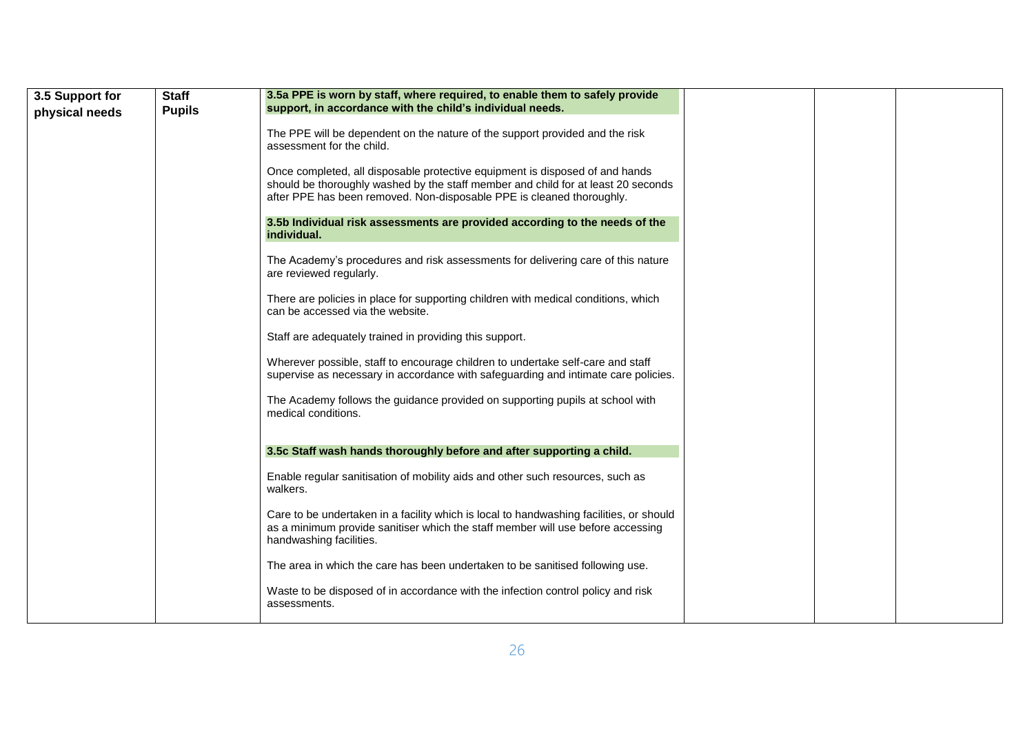| 3.5 Support for physical needs | Staff<br>Pupils | **3.5a PPE is worn by staff, where required, to enable them to safely provide support, in accordance with the child's individual needs.**<br><br>The PPE will be dependent on the nature of the support provided and the risk assessment for the child.<br><br>Once completed, all disposable protective equipment is disposed of and hands should be thoroughly washed by the staff member and child for at least 20 seconds after PPE has been removed. Non-disposable PPE is cleaned thoroughly.<br><br>**3.5b Individual risk assessments are provided according to the needs of the individual.**<br><br>The Academy's procedures and risk assessments for delivering care of this nature are reviewed regularly.<br><br>There are policies in place for supporting children with medical conditions, which can be accessed via the website.<br><br>Staff are adequately trained in providing this support.<br><br>Wherever possible, staff to encourage children to undertake self-care and staff supervise as necessary in accordance with safeguarding and intimate care policies.<br><br>The Academy follows the guidance provided on supporting pupils at school with medical conditions.<br><br>**3.5c Staff wash hands thoroughly before and after supporting a child.**<br><br>Enable regular sanitisation of mobility aids and other such resources, such as walkers.<br><br>Care to be undertaken in a facility which is local to handwashing facilities, or should as a minimum provide sanitiser which the staff member will use before accessing handwashing facilities.<br><br>The area in which the care has been undertaken to be sanitised following use.<br><br>Waste to be disposed of in accordance with the infection control policy and risk assessments. | | | |
|---|---|---|---|---|---|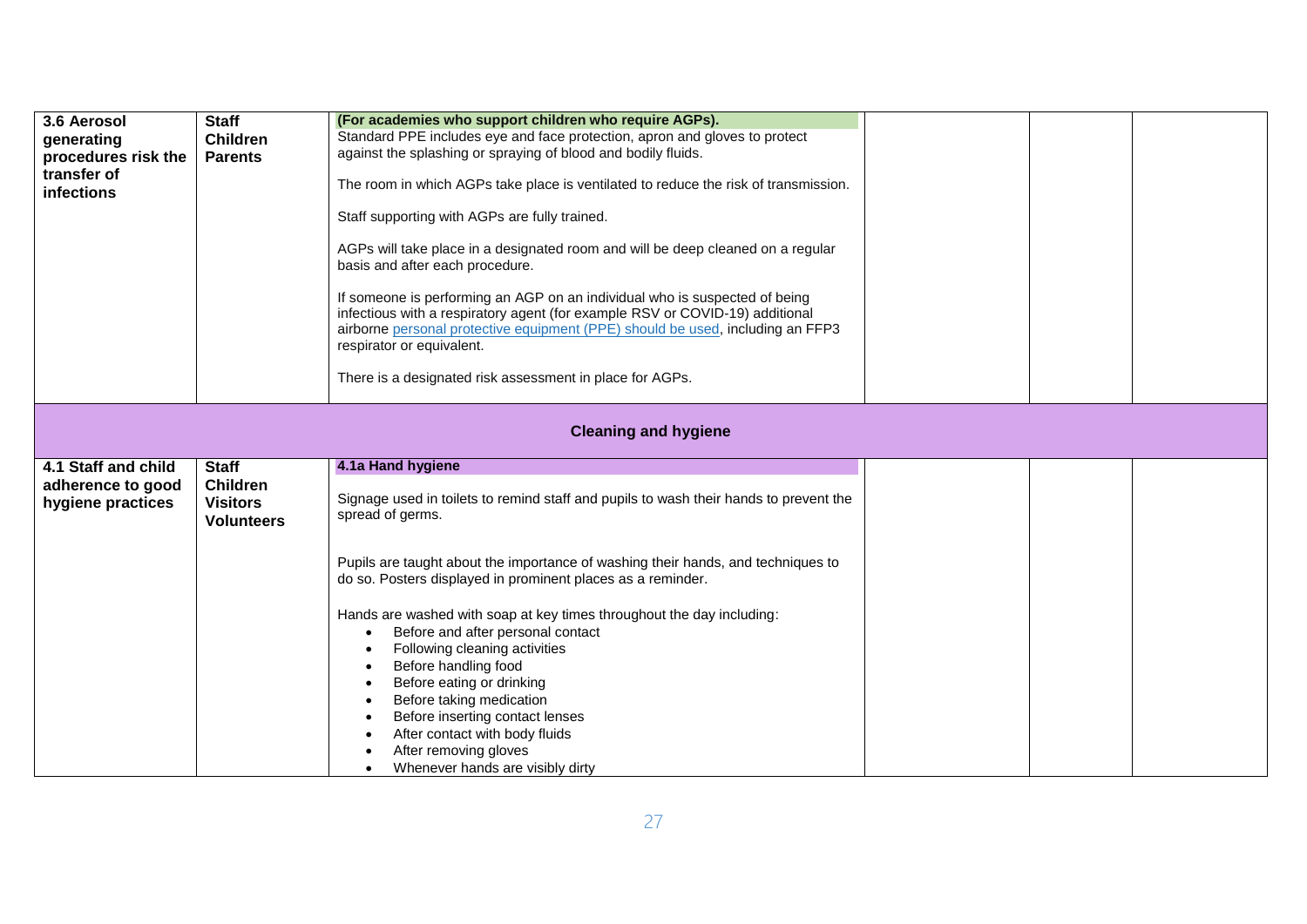| 3.6 Aerosol generating procedures risk the transfer of infections | Staff<br>Children<br>Parents | **(For academies who support children who require AGPs).**<br>Standard PPE includes eye and face protection, apron and gloves to protect against the splashing or spraying of blood and bodily fluids.<br><br>The room in which AGPs take place is ventilated to reduce the risk of transmission.<br><br>Staff supporting with AGPs are fully trained.<br><br>AGPs will take place in a designated room and will be deep cleaned on a regular basis and after each procedure.<br><br>If someone is performing an AGP on an individual who is suspected of being infectious with a respiratory agent (for example RSV or COVID-19) additional airborne personal protective equipment (PPE) should be used, including an FFP3 respirator or equivalent.<br><br>There is a designated risk assessment in place for AGPs. | | | |
|---|---|---|---|---|---|
| **Cleaning and hygiene** | | | | | |
| **4.1 Staff and child adherence to good hygiene practices** | **Staff**<br>**Children**<br>**Visitors**<br>**Volunteers** | **4.1a Hand hygiene**<br><br>Signage used in toilets to remind staff and pupils to wash their hands to prevent the spread of germs.<br><br>Pupils are taught about the importance of washing their hands, and techniques to do so. Posters displayed in prominent places as a reminder.<br><br>Hands are washed with soap at key times throughout the day including:<br>• Before and after personal contact<br>• Following cleaning activities<br>• Before handling food<br>• Before eating or drinking<br>• Before taking medication<br>• Before inserting contact lenses<br>• After contact with body fluids<br>• After removing gloves<br>• Whenever hands are visibly dirty | | | |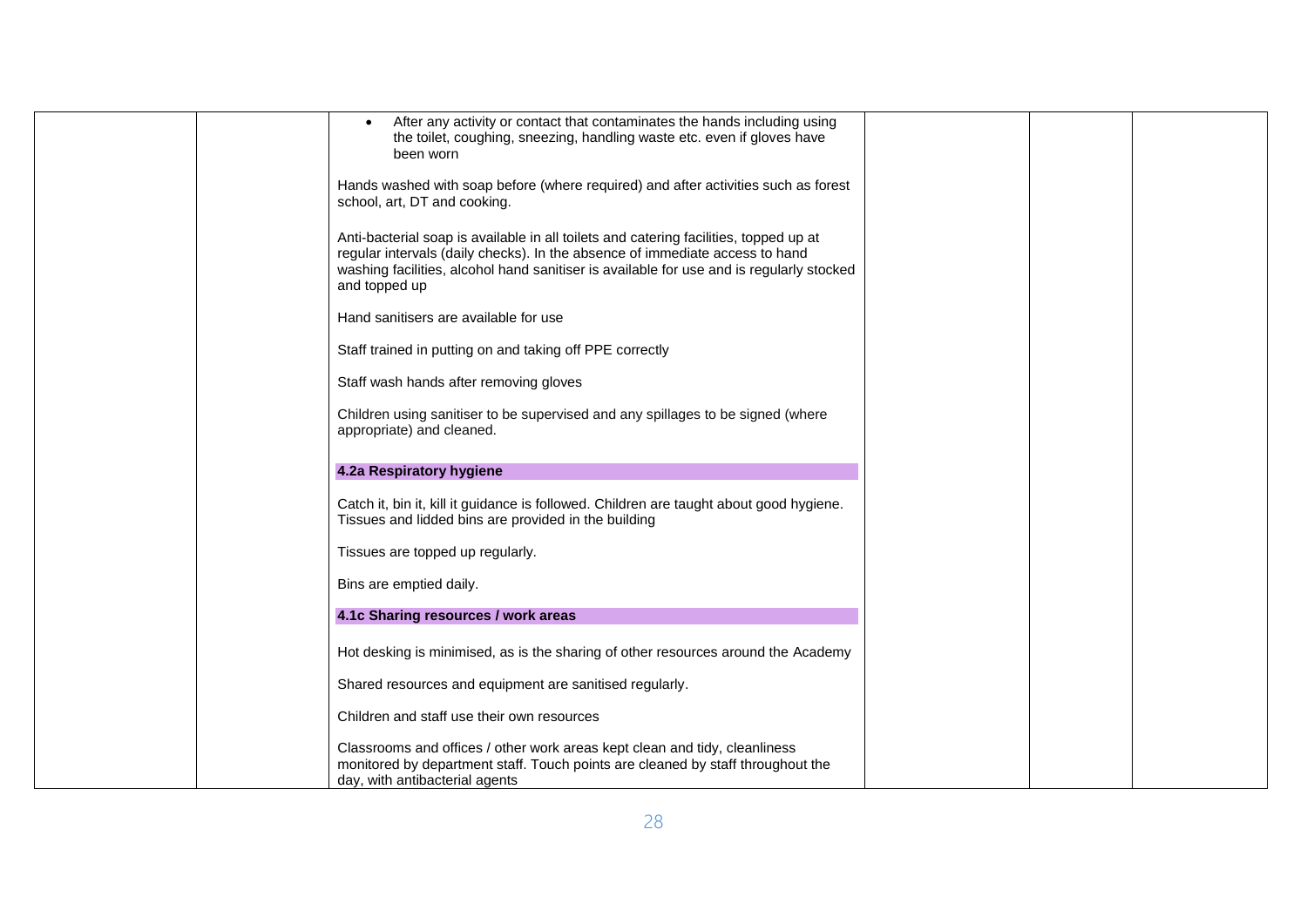| | | | | | |
|---|---|---|---|---|---|
| | | • After any activity or contact that contaminates the hands including using the toilet, coughing, sneezing, handling waste etc. even if gloves have been worn<br><br>Hands washed with soap before (where required) and after activities such as forest school, art, DT and cooking.<br><br>Anti-bacterial soap is available in all toilets and catering facilities, topped up at regular intervals (daily checks). In the absence of immediate access to hand washing facilities, alcohol hand sanitiser is available for use and is regularly stocked and topped up<br><br>Hand sanitisers are available for use<br><br>Staff trained in putting on and taking off PPE correctly<br><br>Staff wash hands after removing gloves<br><br>Children using sanitiser to be supervised and any spillages to be signed (where appropriate) and cleaned.<br><br>**4.2a Respiratory hygiene**<br><br>Catch it, bin it, kill it guidance is followed. Children are taught about good hygiene. Tissues and lidded bins are provided in the building<br><br>Tissues are topped up regularly.<br><br>Bins are emptied daily.<br><br>**4.1c Sharing resources / work areas**<br><br>Hot desking is minimised, as is the sharing of other resources around the Academy<br><br>Shared resources and equipment are sanitised regularly.<br><br>Children and staff use their own resources<br><br>Classrooms and offices / other work areas kept clean and tidy, cleanliness monitored by department staff. Touch points are cleaned by staff throughout the day, with antibacterial agents | | | |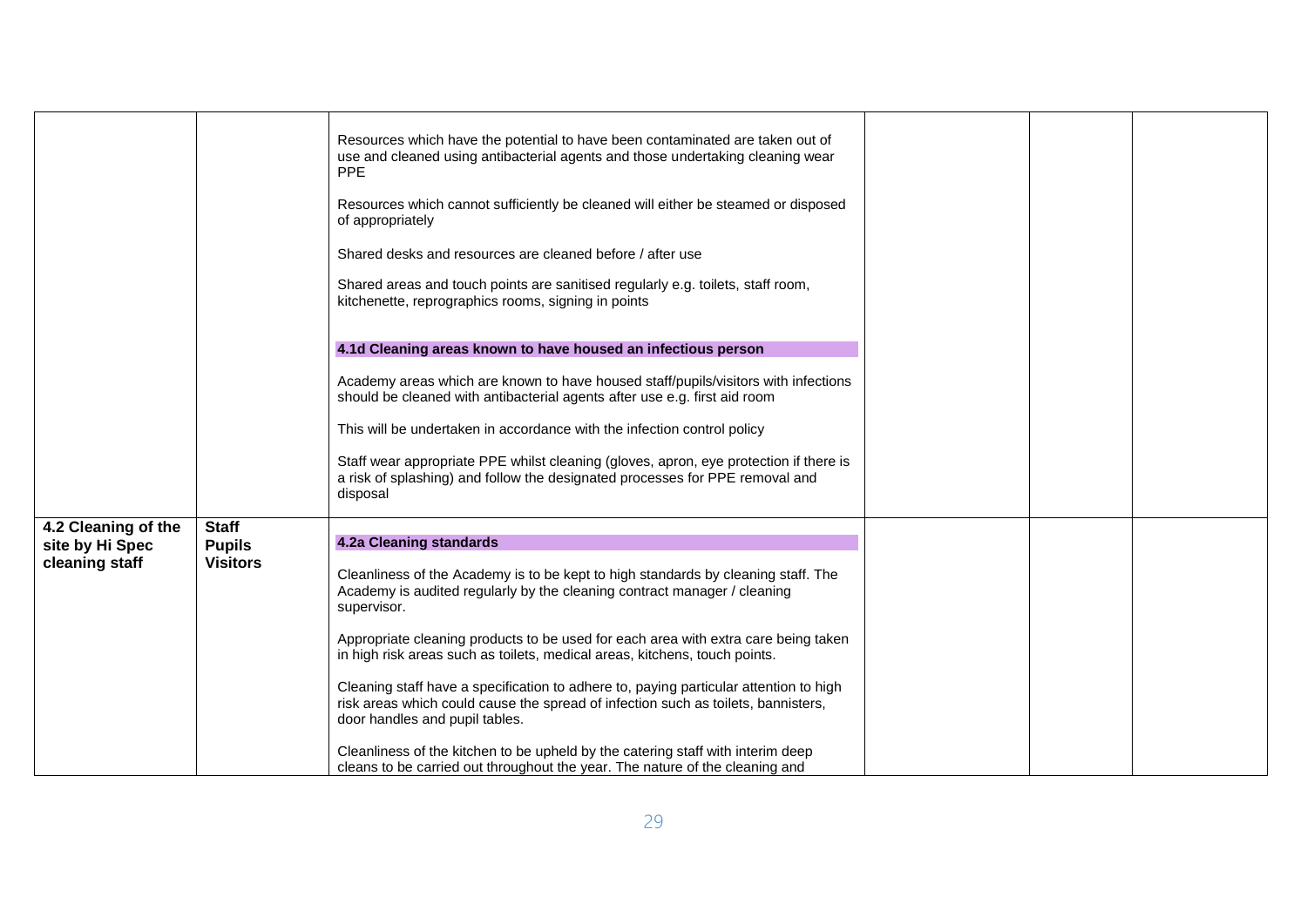| | | | | | |
|---|---|---|---|---|---|
| | | Resources which have the potential to have been contaminated are taken out of use and cleaned using antibacterial agents and those undertaking cleaning wear PPE<br><br>Resources which cannot sufficiently be cleaned will either be steamed or disposed of appropriately<br><br>Shared desks and resources are cleaned before / after use<br><br>Shared areas and touch points are sanitised regularly e.g. toilets, staff room, kitchenette, reprographics rooms, signing in points<br><br>**4.1d Cleaning areas known to have housed an infectious person**<br><br>Academy areas which are known to have housed staff/pupils/visitors with infections should be cleaned with antibacterial agents after use e.g. first aid room<br><br>This will be undertaken in accordance with the infection control policy<br><br>Staff wear appropriate PPE whilst cleaning (gloves, apron, eye protection if there is a risk of splashing) and follow the designated processes for PPE removal and disposal | | | |
| **4.2 Cleaning of the site by Hi Spec cleaning staff** | **Staff**<br>**Pupils**<br>**Visitors** | **4.2a Cleaning standards**<br><br>Cleanliness of the Academy is to be kept to high standards by cleaning staff. The Academy is audited regularly by the cleaning contract manager / cleaning supervisor.<br><br>Appropriate cleaning products to be used for each area with extra care being taken in high risk areas such as toilets, medical areas, kitchens, touch points.<br><br>Cleaning staff have a specification to adhere to, paying particular attention to high risk areas which could cause the spread of infection such as toilets, bannisters, door handles and pupil tables.<br><br>Cleanliness of the kitchen to be upheld by the catering staff with interim deep cleans to be carried out throughout the year. The nature of the cleaning and | | | |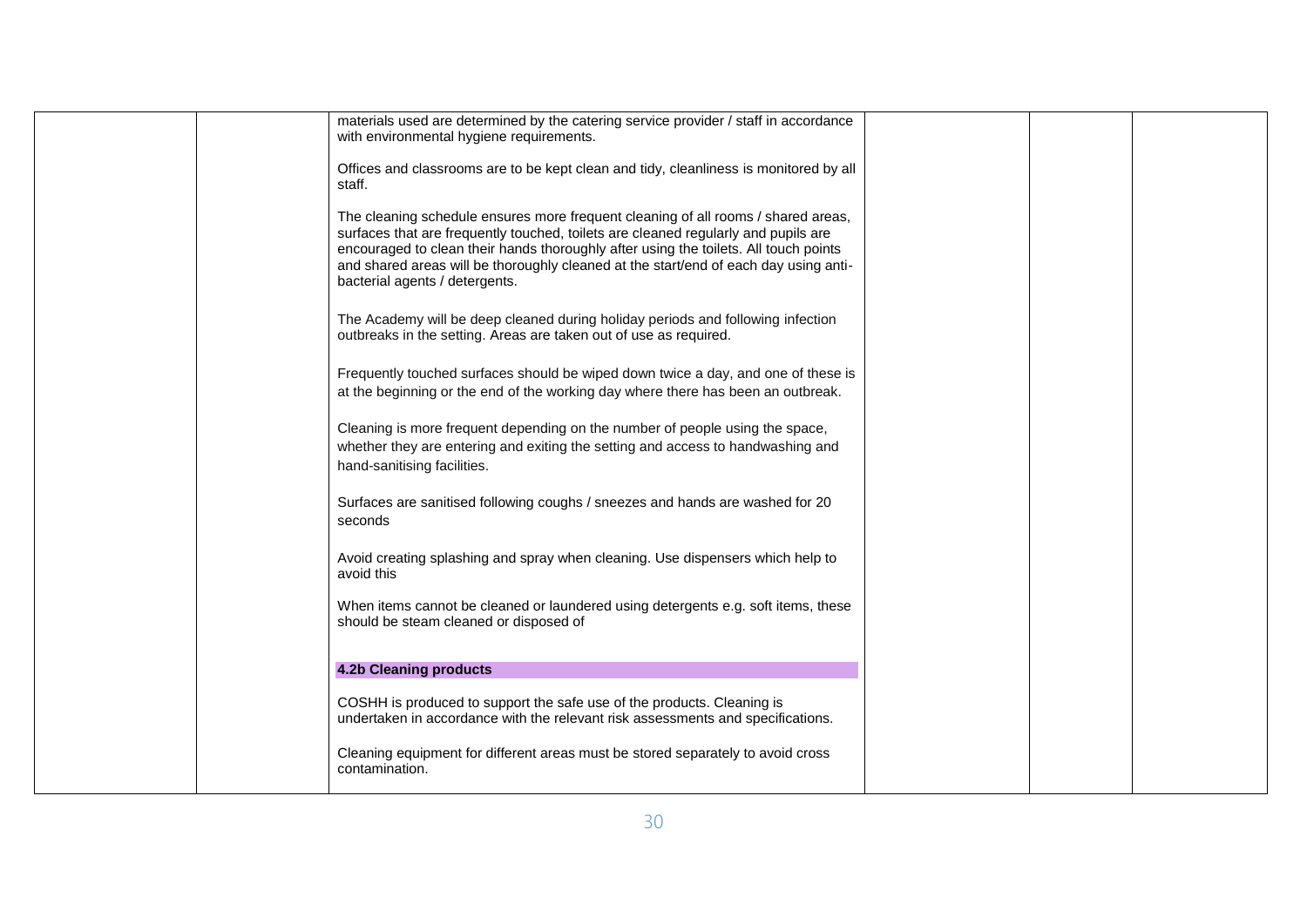| | | | | | |
|---|---|---|---|---|---|
| | | materials used are determined by the catering service provider / staff in accordance with environmental hygiene requirements.<br><br>Offices and classrooms are to be kept clean and tidy, cleanliness is monitored by all staff.<br><br>The cleaning schedule ensures more frequent cleaning of all rooms / shared areas, surfaces that are frequently touched, toilets are cleaned regularly and pupils are encouraged to clean their hands thoroughly after using the toilets. All touch points and shared areas will be thoroughly cleaned at the start/end of each day using anti-bacterial agents / detergents.<br><br>The Academy will be deep cleaned during holiday periods and following infection outbreaks in the setting. Areas are taken out of use as required.<br><br>Frequently touched surfaces should be wiped down twice a day, and one of these is at the beginning or the end of the working day where there has been an outbreak.<br><br>Cleaning is more frequent depending on the number of people using the space, whether they are entering and exiting the setting and access to handwashing and hand-sanitising facilities.<br><br>Surfaces are sanitised following coughs / sneezes and hands are washed for 20 seconds<br><br>Avoid creating splashing and spray when cleaning. Use dispensers which help to avoid this<br><br>When items cannot be cleaned or laundered using detergents e.g. soft items, these should be steam cleaned or disposed of<br><br>**4.2b Cleaning products**<br><br>COSHH is produced to support the safe use of the products. Cleaning is undertaken in accordance with the relevant risk assessments and specifications.<br><br>Cleaning equipment for different areas must be stored separately to avoid cross contamination. | | | |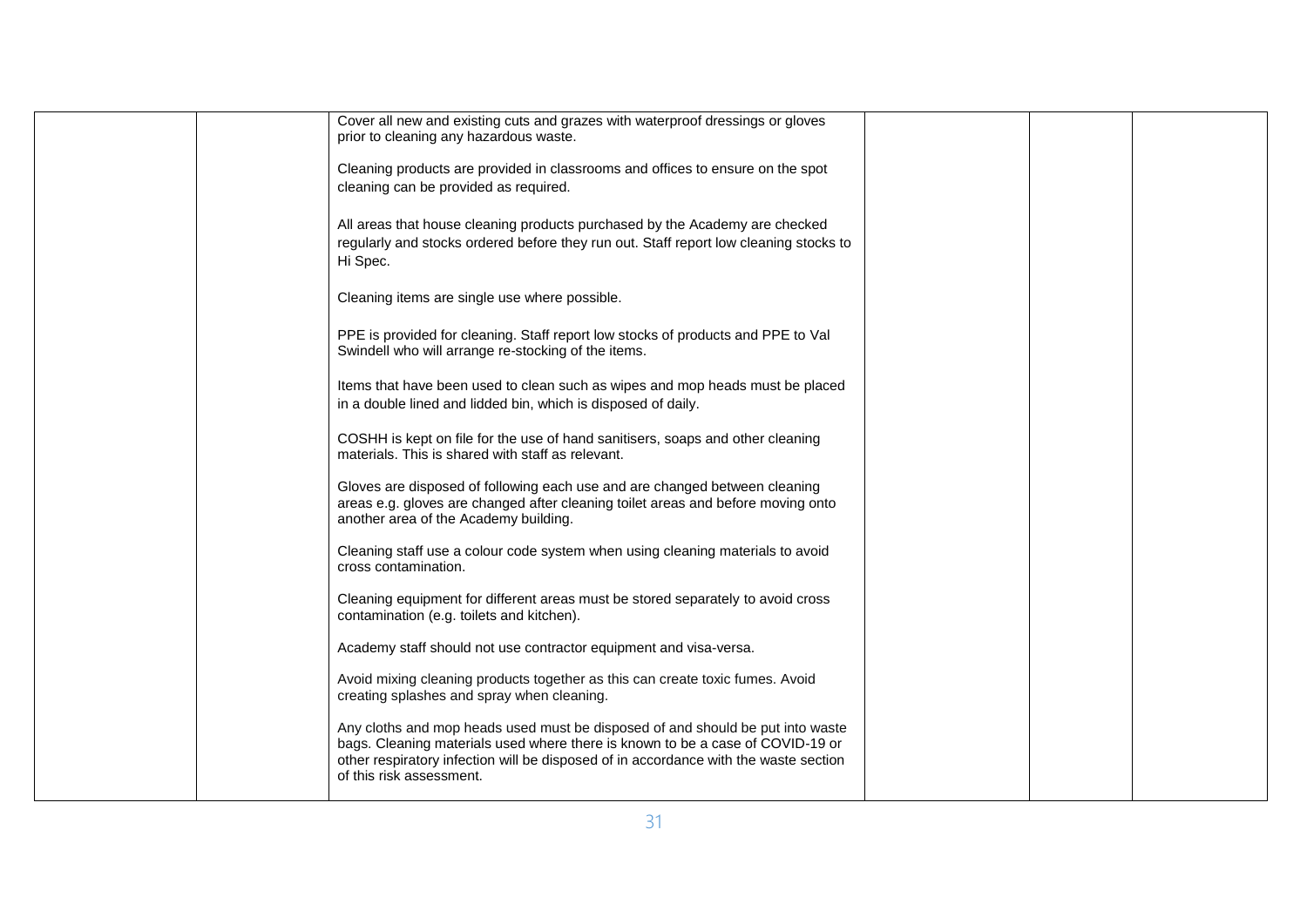|  |  |  |  |  |  |
|---|---|---|---|---|---|
|  |  | Cover all new and existing cuts and grazes with waterproof dressings or gloves prior to cleaning any hazardous waste.<br><br>Cleaning products are provided in classrooms and offices to ensure on the spot cleaning can be provided as required.<br><br>All areas that house cleaning products purchased by the Academy are checked regularly and stocks ordered before they run out. Staff report low cleaning stocks to Hi Spec.<br><br>Cleaning items are single use where possible.<br><br>PPE is provided for cleaning. Staff report low stocks of products and PPE to Val Swindell who will arrange re-stocking of the items.<br><br>Items that have been used to clean such as wipes and mop heads must be placed in a double lined and lidded bin, which is disposed of daily.<br><br>COSHH is kept on file for the use of hand sanitisers, soaps and other cleaning materials. This is shared with staff as relevant.<br><br>Gloves are disposed of following each use and are changed between cleaning areas e.g. gloves are changed after cleaning toilet areas and before moving onto another area of the Academy building.<br><br>Cleaning staff use a colour code system when using cleaning materials to avoid cross contamination.<br><br>Cleaning equipment for different areas must be stored separately to avoid cross contamination (e.g. toilets and kitchen).<br><br>Academy staff should not use contractor equipment and visa-versa.<br><br>Avoid mixing cleaning products together as this can create toxic fumes. Avoid creating splashes and spray when cleaning.<br><br>Any cloths and mop heads used must be disposed of and should be put into waste bags. Cleaning materials used where there is known to be a case of COVID-19 or other respiratory infection will be disposed of in accordance with the waste section of this risk assessment. |  |  |  |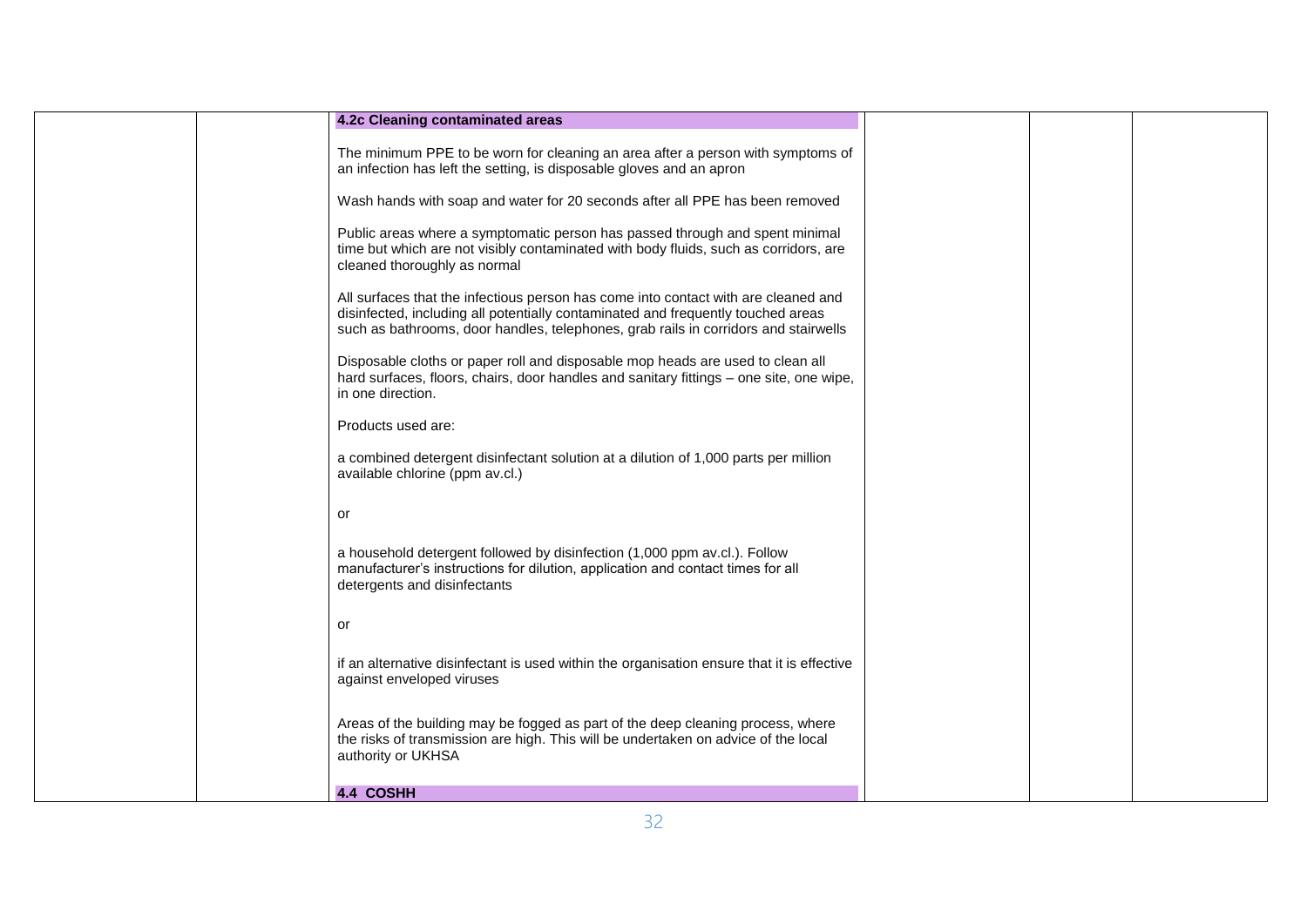| | | 4.2c Cleaning contaminated areas<br><br>The minimum PPE to be worn for cleaning an area after a person with symptoms of an infection has left the setting, is disposable gloves and an apron<br><br>Wash hands with soap and water for 20 seconds after all PPE has been removed<br><br>Public areas where a symptomatic person has passed through and spent minimal time but which are not visibly contaminated with body fluids, such as corridors, are cleaned thoroughly as normal<br><br>All surfaces that the infectious person has come into contact with are cleaned and disinfected, including all potentially contaminated and frequently touched areas such as bathrooms, door handles, telephones, grab rails in corridors and stairwells<br><br>Disposable cloths or paper roll and disposable mop heads are used to clean all hard surfaces, floors, chairs, door handles and sanitary fittings – one site, one wipe, in one direction.<br><br>Products used are:<br><br>a combined detergent disinfectant solution at a dilution of 1,000 parts per million available chlorine (ppm av.cl.)<br><br>or<br><br>a household detergent followed by disinfection (1,000 ppm av.cl.). Follow manufacturer's instructions for dilution, application and contact times for all detergents and disinfectants<br><br>or<br><br>if an alternative disinfectant is used within the organisation ensure that it is effective against enveloped viruses<br><br>Areas of the building may be fogged as part of the deep cleaning process, where the risks of transmission are high. This will be undertaken on advice of the local authority or UKHSA<br><br>**4.4 COSHH** | | | |
|---|---|---|---|---|---|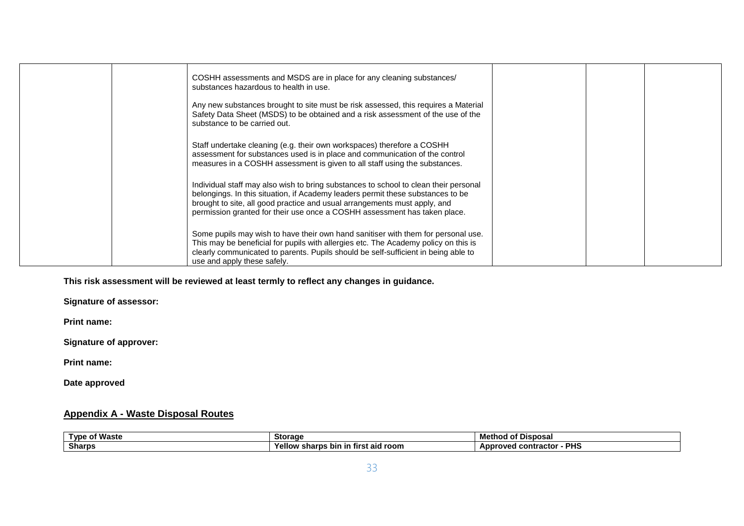| | | | | | |
|---|---|---|---|---|---|
| | | COSHH assessments and MSDS are in place for any cleaning substances/ substances hazardous to health in use.<br><br>Any new substances brought to site must be risk assessed, this requires a Material Safety Data Sheet (MSDS) to be obtained and a risk assessment of the use of the substance to be carried out.<br><br>Staff undertake cleaning (e.g. their own workspaces) therefore a COSHH assessment for substances used is in place and communication of the control measures in a COSHH assessment is given to all staff using the substances.<br><br>Individual staff may also wish to bring substances to school to clean their personal belongings. In this situation, if Academy leaders permit these substances to be brought to site, all good practice and usual arrangements must apply, and permission granted for their use once a COSHH assessment has taken place.<br><br>Some pupils may wish to have their own hand sanitiser with them for personal use. This may be beneficial for pupils with allergies etc. The Academy policy on this is clearly communicated to parents. Pupils should be self-sufficient in being able to use and apply these safely. | | | |

**This risk assessment will be reviewed at least termly to reflect any changes in guidance.**

**Signature of assessor:**

**Print name:**

**Signature of approver:**

**Print name:**

**Date approved**

## Appendix A - Waste Disposal Routes

| Type of Waste | Storage | Method of Disposal |
|---|---|---|
| **Sharps** | **Yellow sharps bin in first aid room** | **Approved contractor - PHS** |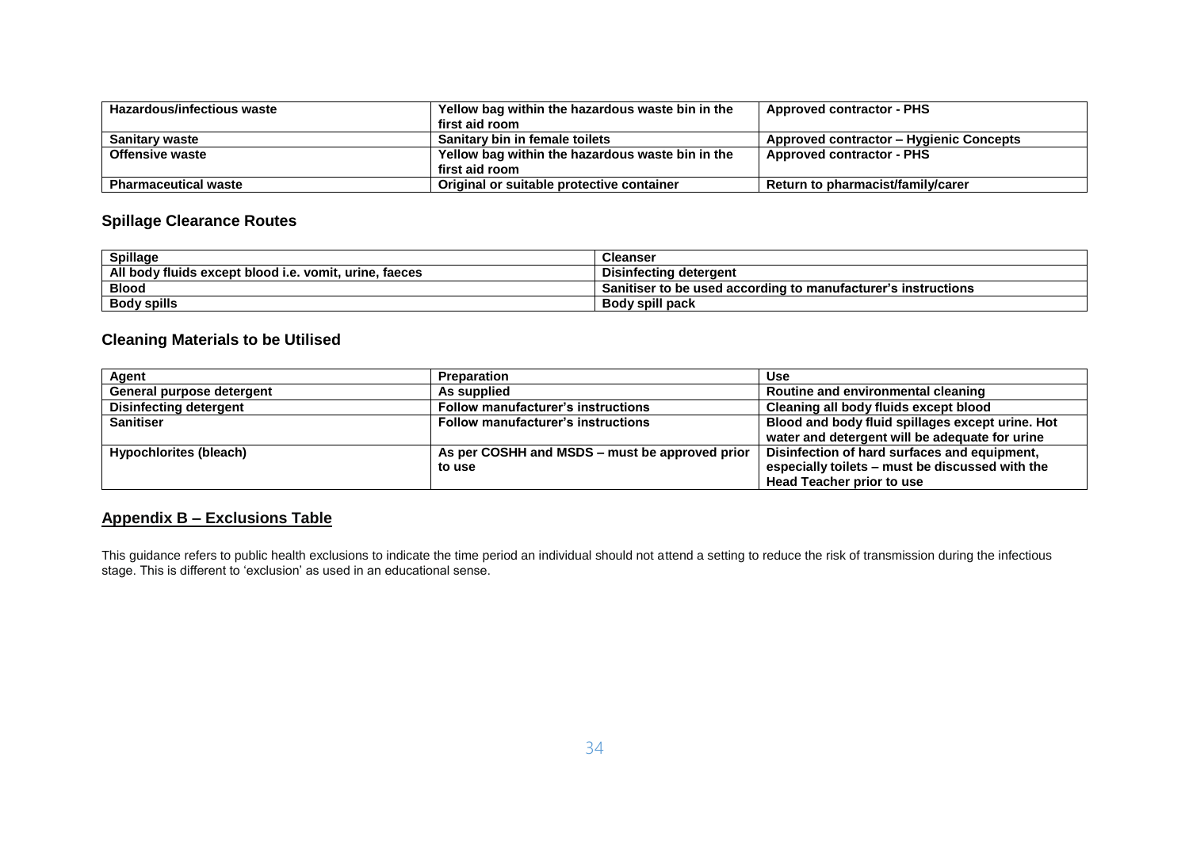| Hazardous/infectious waste | Yellow bag within the hazardous waste bin in the first aid room | Approved contractor - PHS |
|---|---|---|
| Sanitary waste | Sanitary bin in female toilets | Approved contractor – Hygienic Concepts |
| Offensive waste | Yellow bag within the hazardous waste bin in the first aid room | Approved contractor - PHS |
| Pharmaceutical waste | Original or suitable protective container | Return to pharmacist/family/carer |

## Spillage Clearance Routes

| Spillage | Cleanser |
|---|---|
| All body fluids except blood i.e. vomit, urine, faeces | Disinfecting detergent |
| Blood | Sanitiser to be used according to manufacturer's instructions |
| Body spills | Body spill pack |

## Cleaning Materials to be Utilised

| Agent | Preparation | Use |
|---|---|---|
| General purpose detergent | As supplied | Routine and environmental cleaning |
| Disinfecting detergent | Follow manufacturer's instructions | Cleaning all body fluids except blood |
| Sanitiser | Follow manufacturer's instructions | Blood and body fluid spillages except urine. Hot water and detergent will be adequate for urine |
| Hypochlorites (bleach) | As per COSHH and MSDS – must be approved prior to use | Disinfection of hard surfaces and equipment, especially toilets – must be discussed with the Head Teacher prior to use |

## Appendix B – Exclusions Table

This guidance refers to public health exclusions to indicate the time period an individual should not attend a setting to reduce the risk of transmission during the infectious stage. This is different to 'exclusion' as used in an educational sense.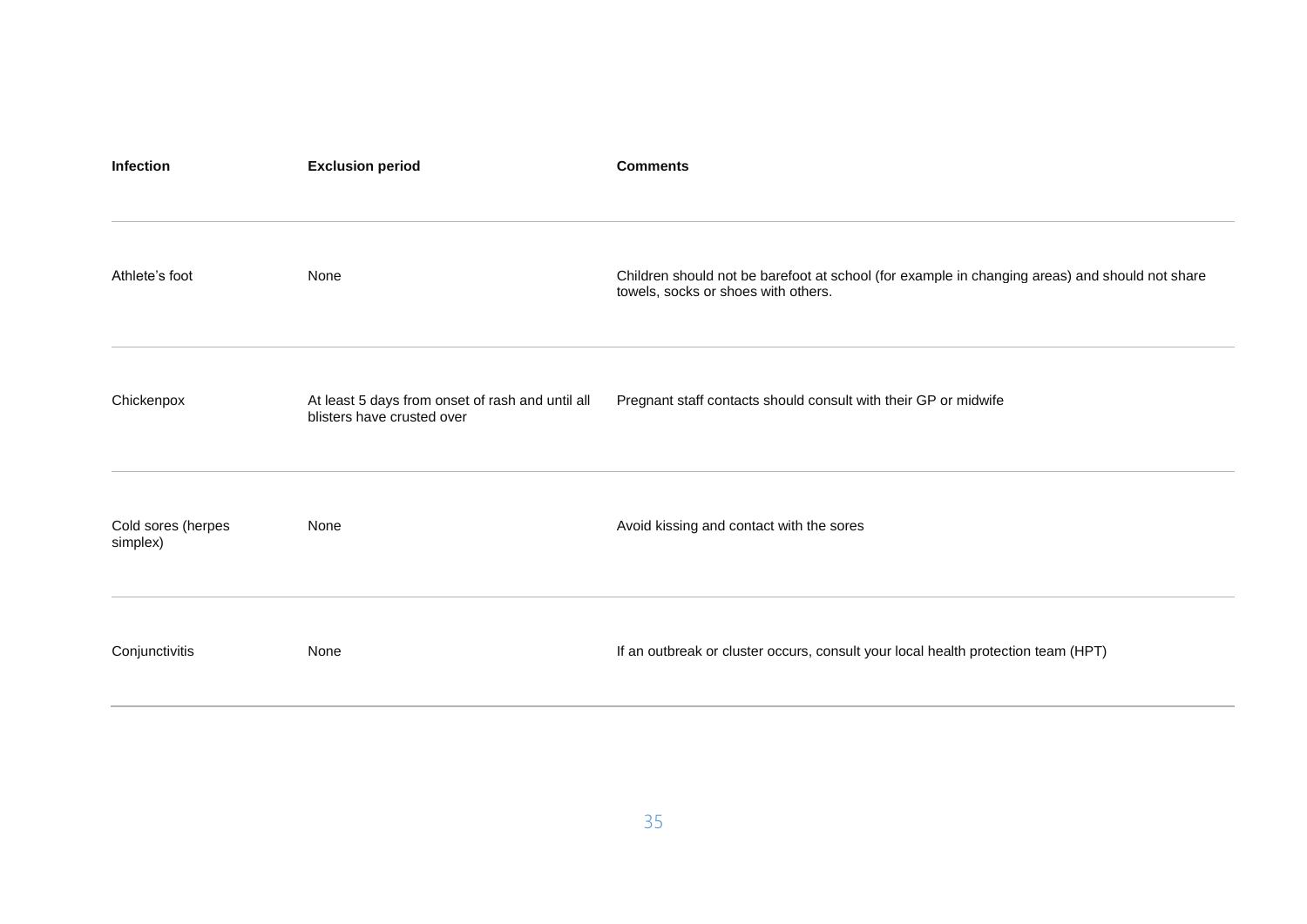| Infection | Exclusion period | Comments |
| --- | --- | --- |
| Athlete's foot | None | Children should not be barefoot at school (for example in changing areas) and should not share towels, socks or shoes with others. |
| Chickenpox | At least 5 days from onset of rash and until all blisters have crusted over | Pregnant staff contacts should consult with their GP or midwife |
| Cold sores (herpes simplex) | None | Avoid kissing and contact with the sores |
| Conjunctivitis | None | If an outbreak or cluster occurs, consult your local health protection team (HPT) |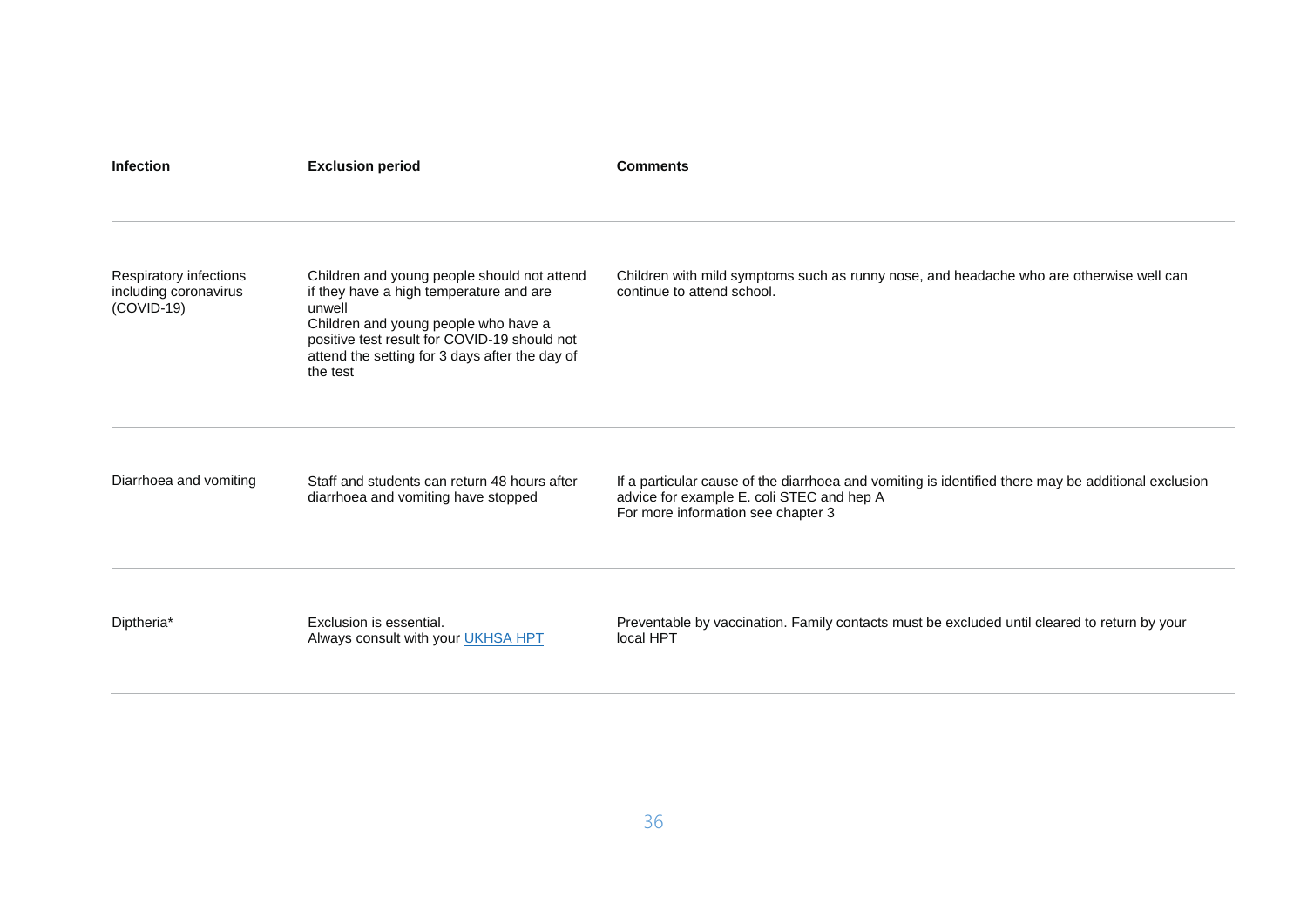| Infection | Exclusion period | Comments |
|---|---|---|
| Respiratory infections including coronavirus (COVID-19) | Children and young people should not attend if they have a high temperature and are unwell<br>Children and young people who have a positive test result for COVID-19 should not attend the setting for 3 days after the day of the test | Children with mild symptoms such as runny nose, and headache who are otherwise well can continue to attend school. |
| Diarrhoea and vomiting | Staff and students can return 48 hours after diarrhoea and vomiting have stopped | If a particular cause of the diarrhoea and vomiting is identified there may be additional exclusion advice for example E. coli STEC and hep A<br>For more information see chapter 3 |
| Diptheria* | Exclusion is essential.<br>Always consult with your UKHSA HPT | Preventable by vaccination. Family contacts must be excluded until cleared to return by your local HPT |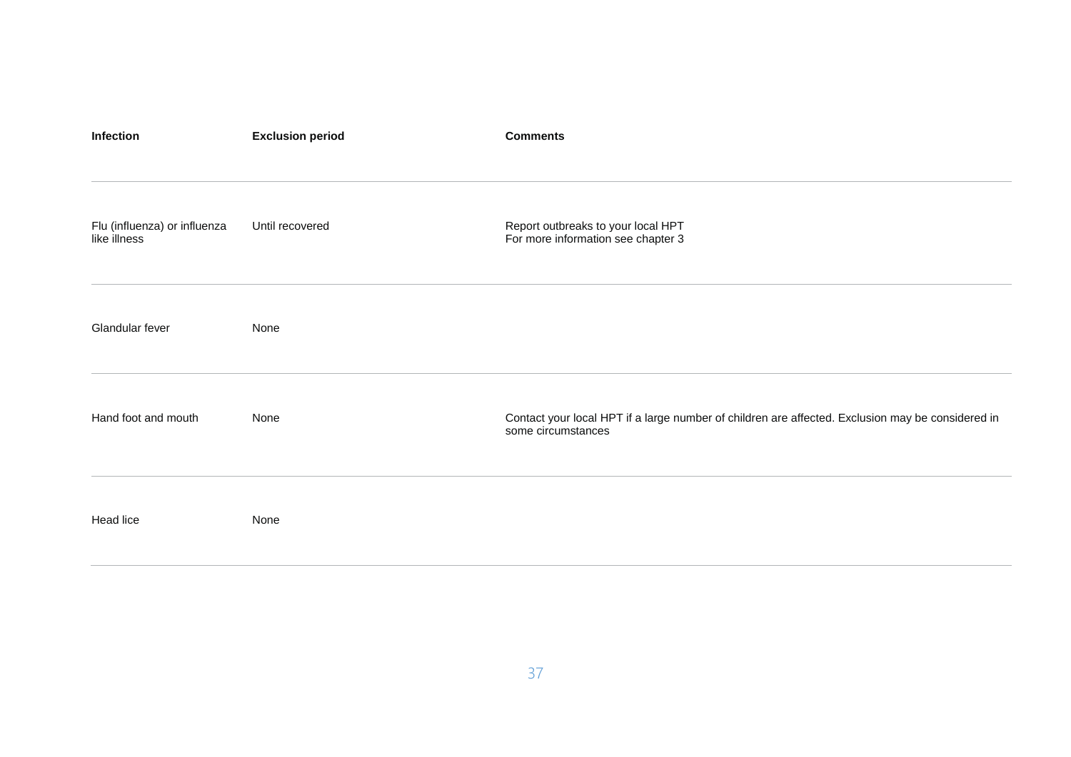| Infection | Exclusion period | Comments |
| --- | --- | --- |
| Flu (influenza) or influenza like illness | Until recovered | Report outbreaks to your local HPT<br>For more information see chapter 3 |
| Glandular fever | None | |
| Hand foot and mouth | None | Contact your local HPT if a large number of children are affected. Exclusion may be considered in some circumstances |
| Head lice | None | |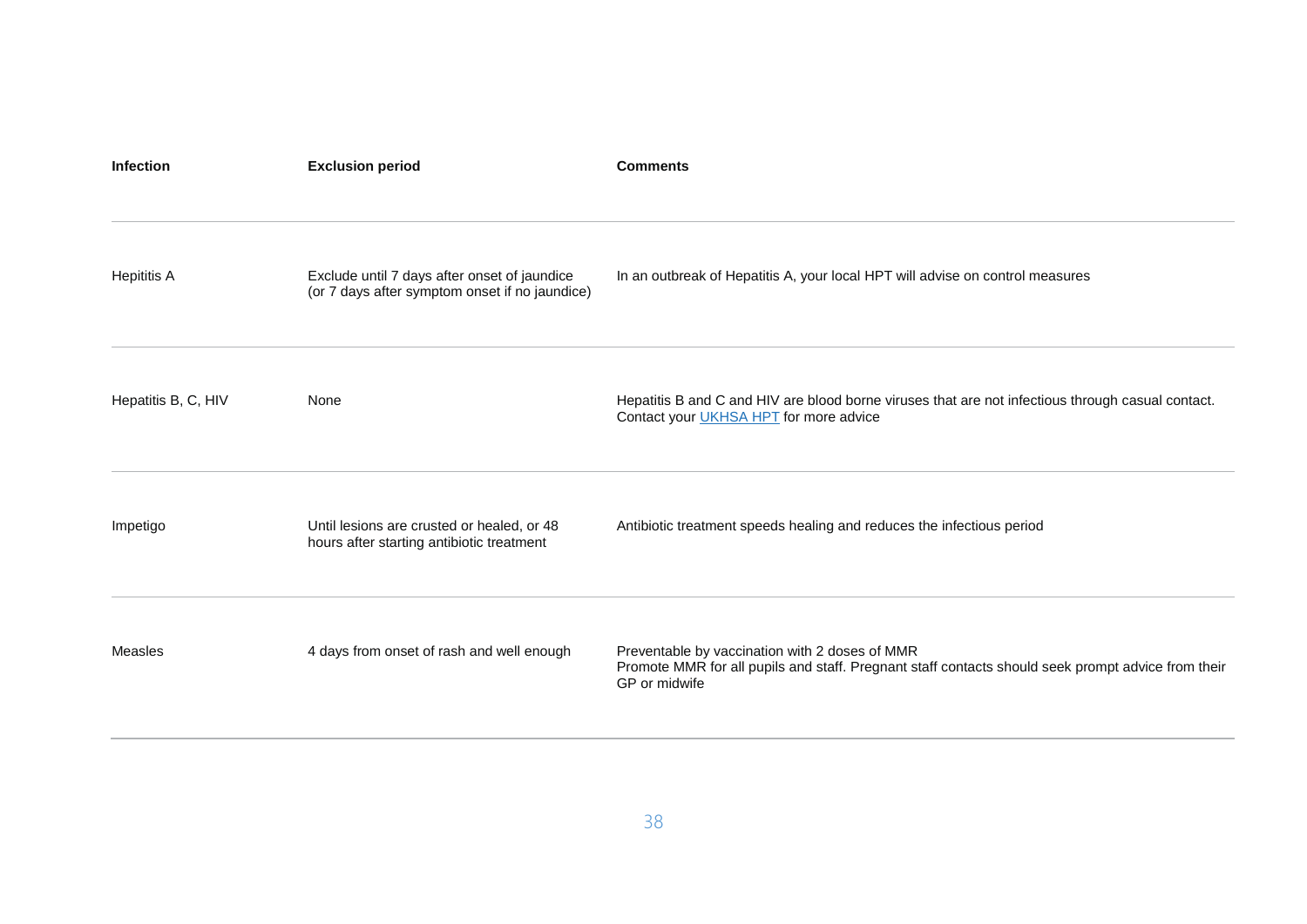| Infection | Exclusion period | Comments |
| --- | --- | --- |
| Hepititis A | Exclude until 7 days after onset of jaundice (or 7 days after symptom onset if no jaundice) | In an outbreak of Hepatitis A, your local HPT will advise on control measures |
| Hepatitis B, C, HIV | None | Hepatitis B and C and HIV are blood borne viruses that are not infectious through casual contact. Contact your UKHSA HPT for more advice |
| Impetigo | Until lesions are crusted or healed, or 48 hours after starting antibiotic treatment | Antibiotic treatment speeds healing and reduces the infectious period |
| Measles | 4 days from onset of rash and well enough | Preventable by vaccination with 2 doses of MMR<br>Promote MMR for all pupils and staff. Pregnant staff contacts should seek prompt advice from their GP or midwife |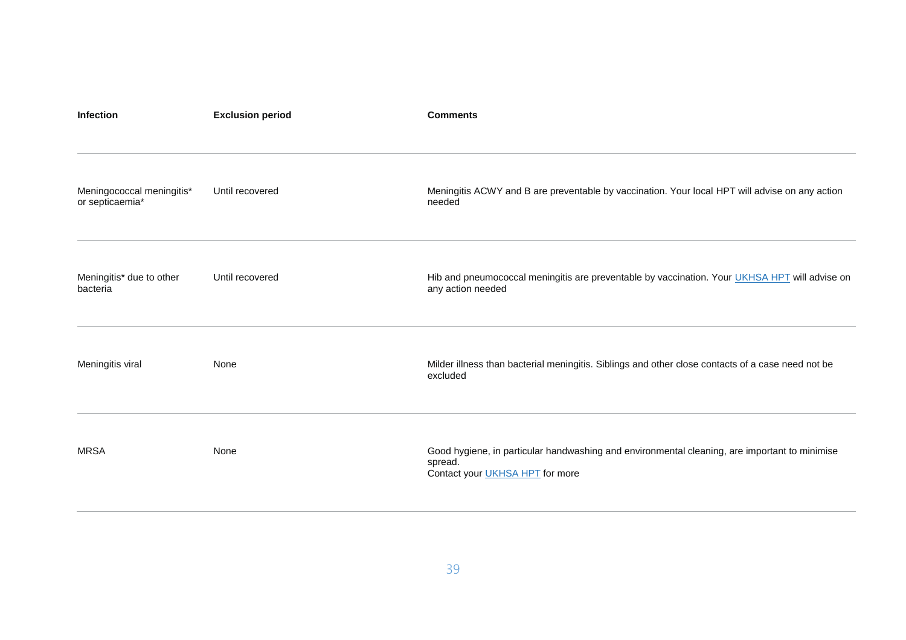| Infection | Exclusion period | Comments |
| --- | --- | --- |
| Meningococcal meningitis* or septicaemia* | Until recovered | Meningitis ACWY and B are preventable by vaccination. Your local HPT will advise on any action needed |
| Meningitis* due to other bacteria | Until recovered | Hib and pneumococcal meningitis are preventable by vaccination. Your UKHSA HPT will advise on any action needed |
| Meningitis viral | None | Milder illness than bacterial meningitis. Siblings and other close contacts of a case need not be excluded |
| MRSA | None | Good hygiene, in particular handwashing and environmental cleaning, are important to minimise spread.<br>Contact your UKHSA HPT for more |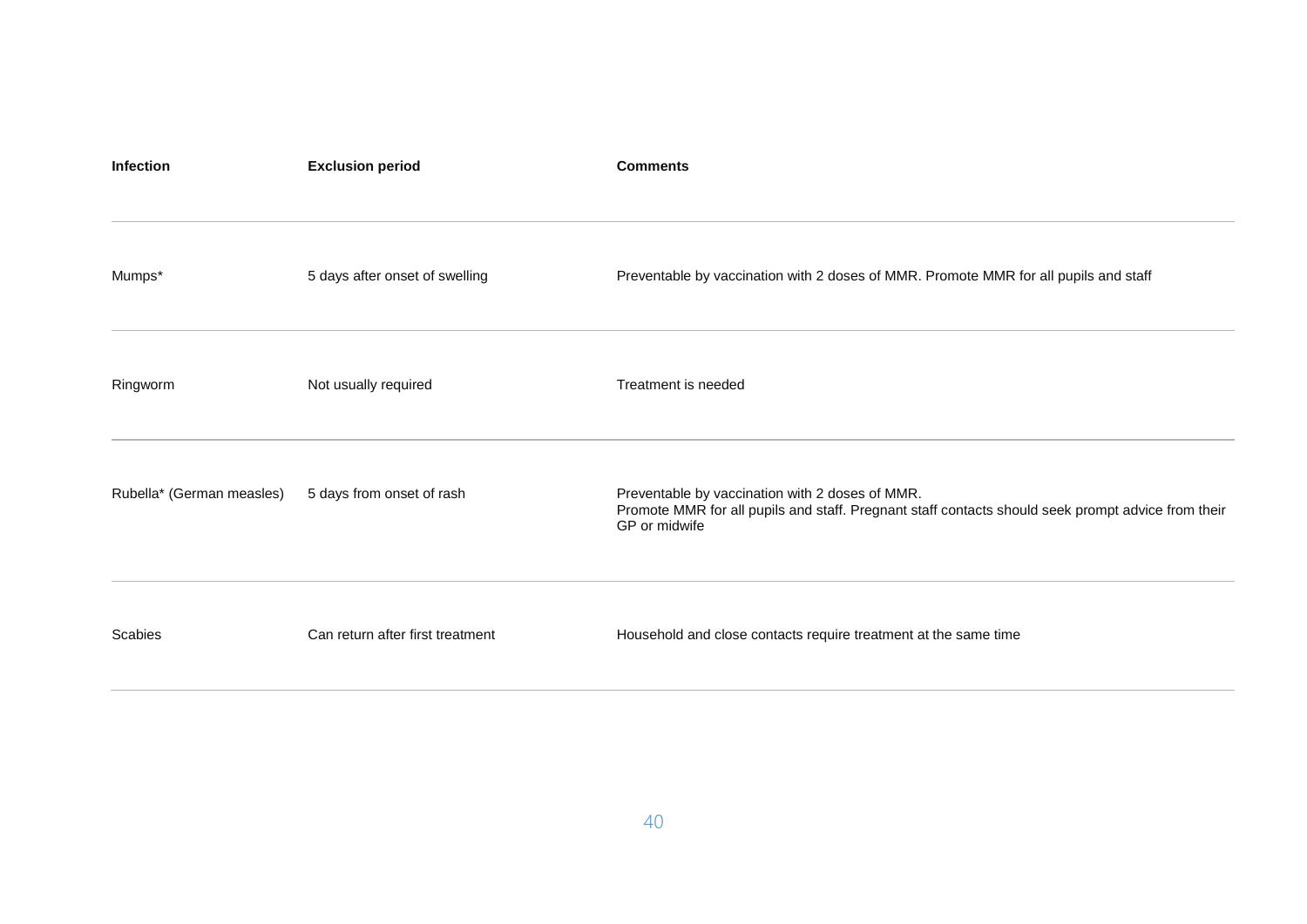| Infection | Exclusion period | Comments |
|---|---|---|
| Mumps* | 5 days after onset of swelling | Preventable by vaccination with 2 doses of MMR. Promote MMR for all pupils and staff |
| Ringworm | Not usually required | Treatment is needed |
| Rubella* (German measles) | 5 days from onset of rash | Preventable by vaccination with 2 doses of MMR. Promote MMR for all pupils and staff. Pregnant staff contacts should seek prompt advice from their GP or midwife |
| Scabies | Can return after first treatment | Household and close contacts require treatment at the same time |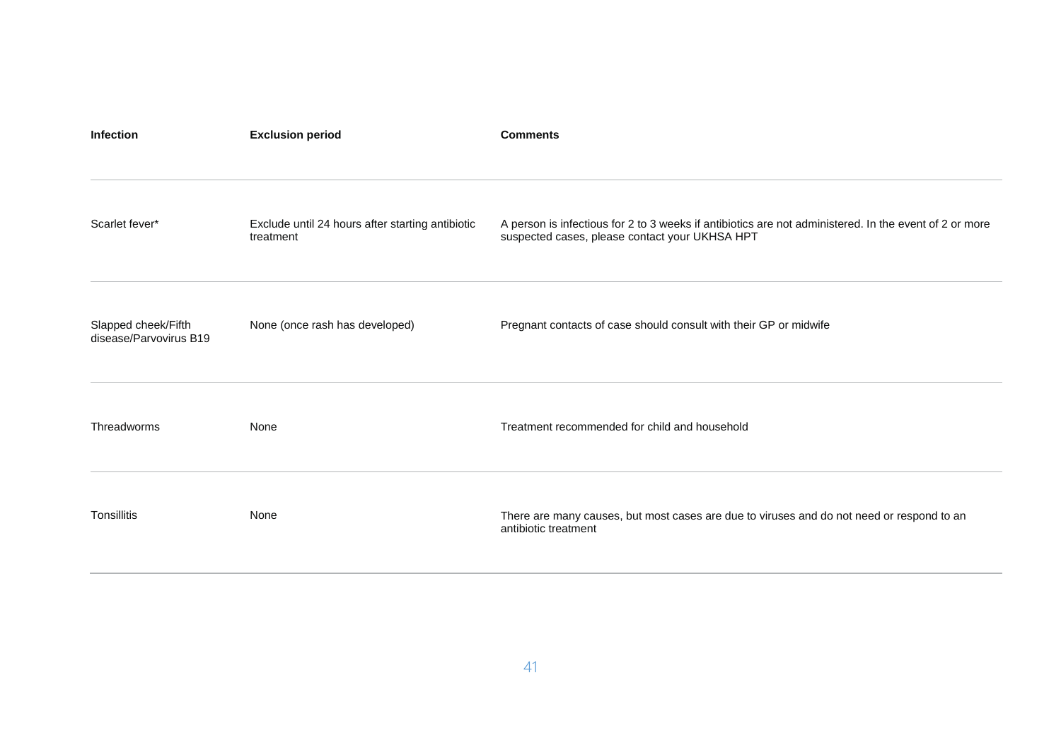| Infection | Exclusion period | Comments |
| --- | --- | --- |
| Scarlet fever* | Exclude until 24 hours after starting antibiotic treatment | A person is infectious for 2 to 3 weeks if antibiotics are not administered. In the event of 2 or more suspected cases, please contact your UKHSA HPT |
| Slapped cheek/Fifth disease/Parvovirus B19 | None (once rash has developed) | Pregnant contacts of case should consult with their GP or midwife |
| Threadworms | None | Treatment recommended for child and household |
| Tonsillitis | None | There are many causes, but most cases are due to viruses and do not need or respond to an antibiotic treatment |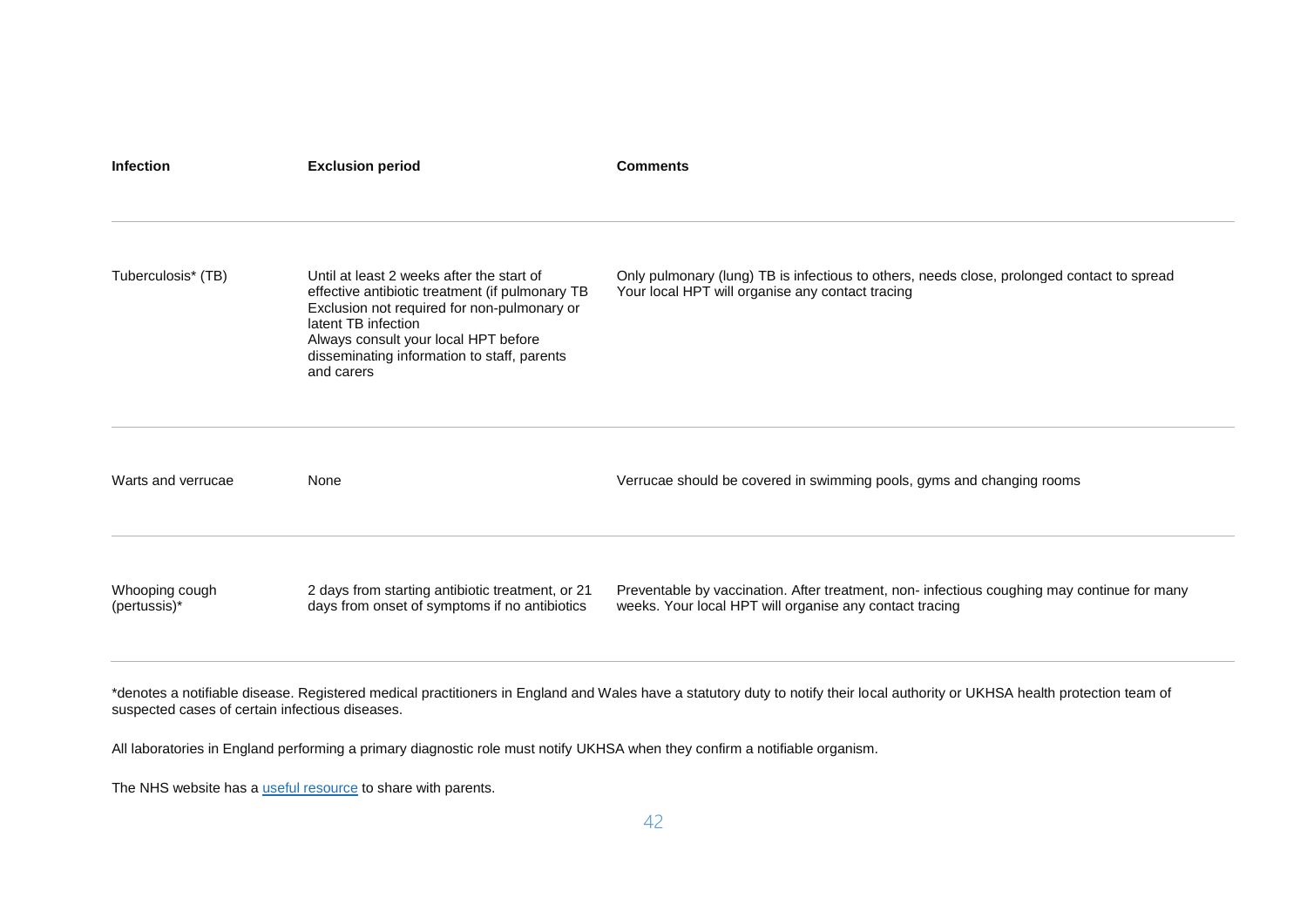| Infection | Exclusion period | Comments |
|---|---|---|
| Tuberculosis* (TB) | Until at least 2 weeks after the start of effective antibiotic treatment (if pulmonary TB Exclusion not required for non-pulmonary or latent TB infection Always consult your local HPT before disseminating information to staff, parents and carers | Only pulmonary (lung) TB is infectious to others, needs close, prolonged contact to spread Your local HPT will organise any contact tracing |
| Warts and verrucae | None | Verrucae should be covered in swimming pools, gyms and changing rooms |
| Whooping cough (pertussis)* | 2 days from starting antibiotic treatment, or 21 days from onset of symptoms if no antibiotics | Preventable by vaccination. After treatment, non- infectious coughing may continue for many weeks. Your local HPT will organise any contact tracing |

*denotes a notifiable disease. Registered medical practitioners in England and Wales have a statutory duty to notify their local authority or UKHSA health protection team of suspected cases of certain infectious diseases.

All laboratories in England performing a primary diagnostic role must notify UKHSA when they confirm a notifiable organism.

The NHS website has a useful resource to share with parents.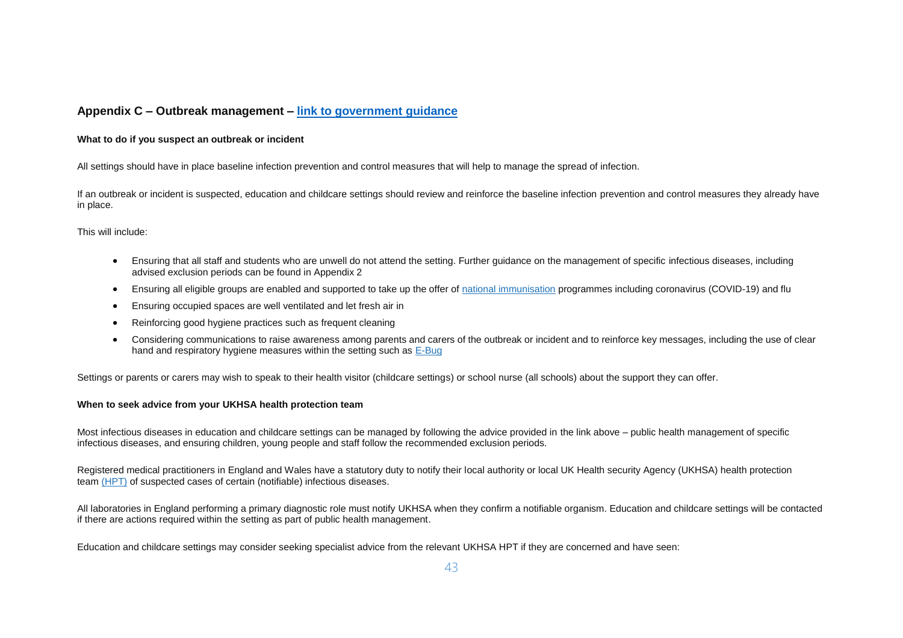## Appendix C – Outbreak management – [link to government guidance]

**What to do if you suspect an outbreak or incident**

All settings should have in place baseline infection prevention and control measures that will help to manage the spread of infection.

If an outbreak or incident is suspected, education and childcare settings should review and reinforce the baseline infection prevention and control measures they already have in place.

This will include:

- Ensuring that all staff and students who are unwell do not attend the setting. Further guidance on the management of specific infectious diseases, including advised exclusion periods can be found in Appendix 2
- Ensuring all eligible groups are enabled and supported to take up the offer of national immunisation programmes including coronavirus (COVID-19) and flu
- Ensuring occupied spaces are well ventilated and let fresh air in
- Reinforcing good hygiene practices such as frequent cleaning
- Considering communications to raise awareness among parents and carers of the outbreak or incident and to reinforce key messages, including the use of clear hand and respiratory hygiene measures within the setting such as E-Bug

Settings or parents or carers may wish to speak to their health visitor (childcare settings) or school nurse (all schools) about the support they can offer.

**When to seek advice from your UKHSA health protection team**

Most infectious diseases in education and childcare settings can be managed by following the advice provided in the link above – public health management of specific infectious diseases, and ensuring children, young people and staff follow the recommended exclusion periods.

Registered medical practitioners in England and Wales have a statutory duty to notify their local authority or local UK Health security Agency (UKHSA) health protection team (HPT) of suspected cases of certain (notifiable) infectious diseases.

All laboratories in England performing a primary diagnostic role must notify UKHSA when they confirm a notifiable organism. Education and childcare settings will be contacted if there are actions required within the setting as part of public health management.

Education and childcare settings may consider seeking specialist advice from the relevant UKHSA HPT if they are concerned and have seen: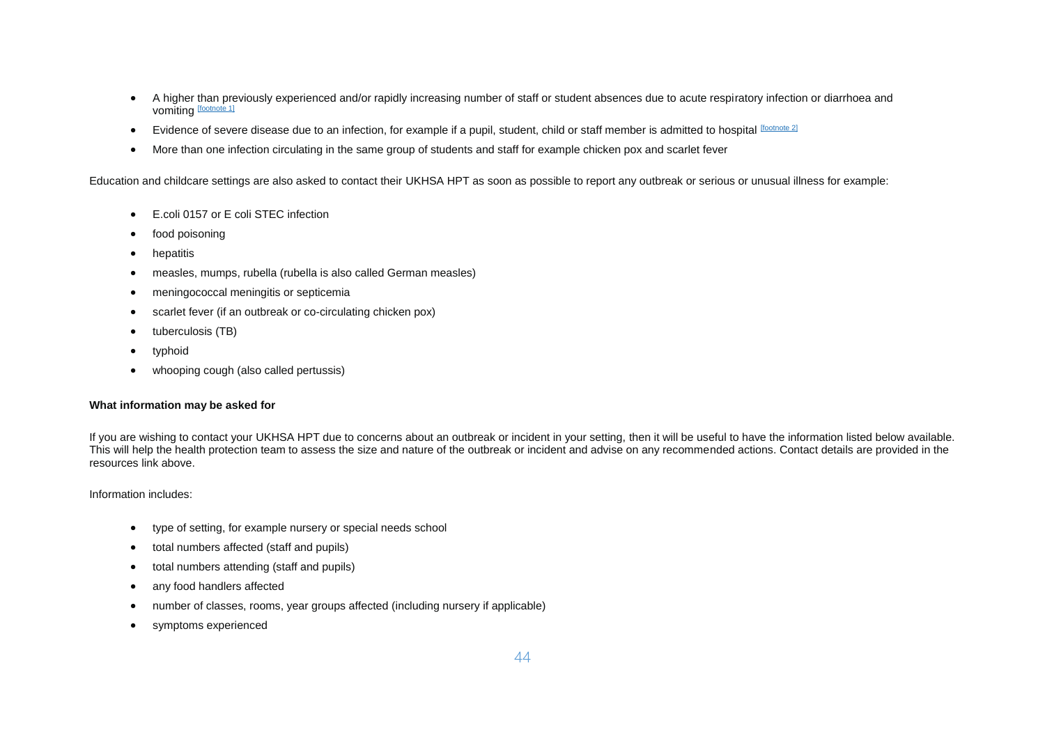- A higher than previously experienced and/or rapidly increasing number of staff or student absences due to acute respiratory infection or diarrhoea and vomiting [footnote 1]
- Evidence of severe disease due to an infection, for example if a pupil, student, child or staff member is admitted to hospital [footnote 2]
- More than one infection circulating in the same group of students and staff for example chicken pox and scarlet fever

Education and childcare settings are also asked to contact their UKHSA HPT as soon as possible to report any outbreak or serious or unusual illness for example:

- E.coli 0157 or E coli STEC infection
- food poisoning
- hepatitis
- measles, mumps, rubella (rubella is also called German measles)
- meningococcal meningitis or septicemia
- scarlet fever (if an outbreak or co-circulating chicken pox)
- tuberculosis (TB)
- typhoid
- whooping cough (also called pertussis)

**What information may be asked for**

If you are wishing to contact your UKHSA HPT due to concerns about an outbreak or incident in your setting, then it will be useful to have the information listed below available. This will help the health protection team to assess the size and nature of the outbreak or incident and advise on any recommended actions. Contact details are provided in the resources link above.

Information includes:

- type of setting, for example nursery or special needs school
- total numbers affected (staff and pupils)
- total numbers attending (staff and pupils)
- any food handlers affected
- number of classes, rooms, year groups affected (including nursery if applicable)
- symptoms experienced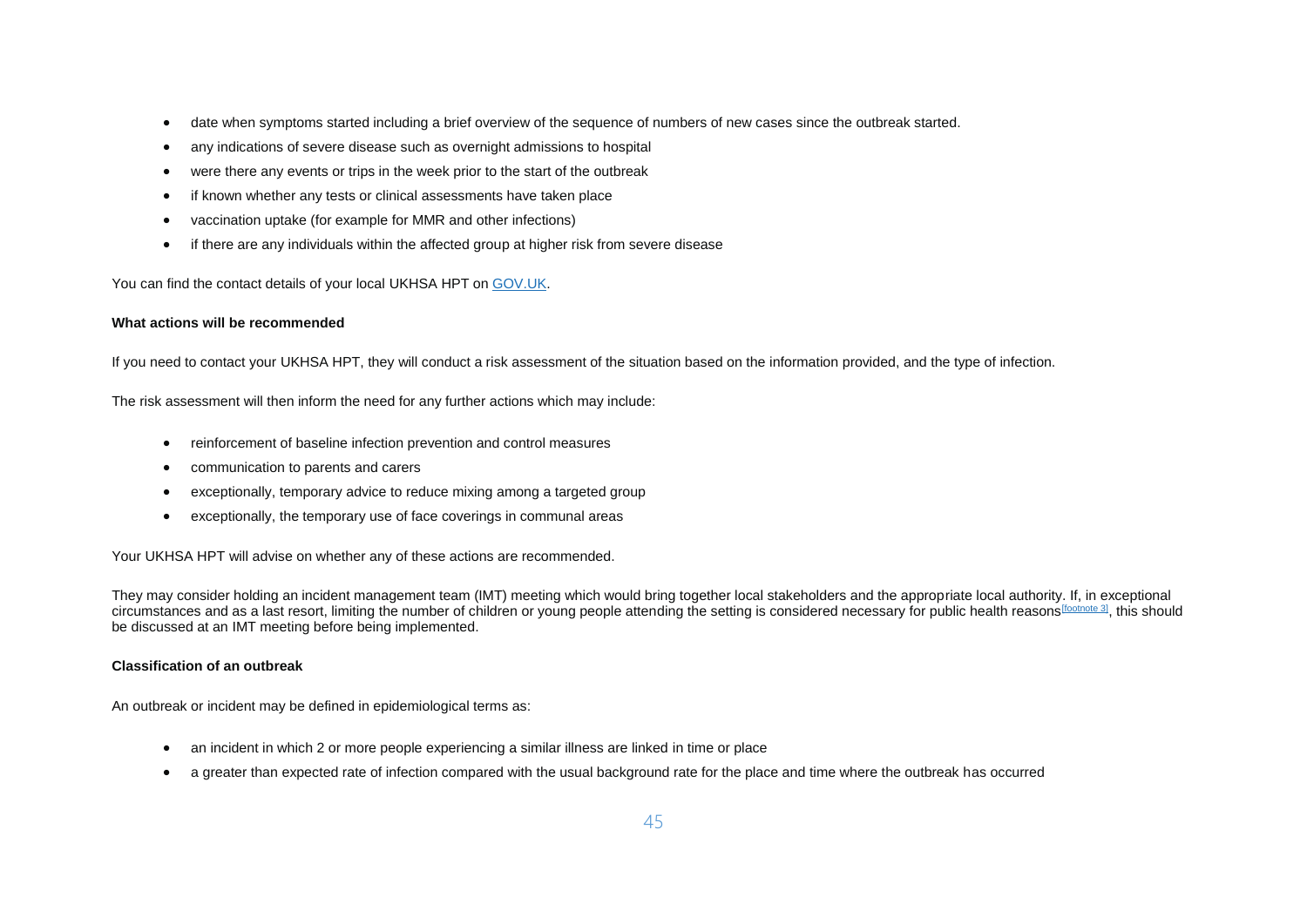- date when symptoms started including a brief overview of the sequence of numbers of new cases since the outbreak started.
- any indications of severe disease such as overnight admissions to hospital
- were there any events or trips in the week prior to the start of the outbreak
- if known whether any tests or clinical assessments have taken place
- vaccination uptake (for example for MMR and other infections)
- if there are any individuals within the affected group at higher risk from severe disease

You can find the contact details of your local UKHSA HPT on GOV.UK.

**What actions will be recommended**

If you need to contact your UKHSA HPT, they will conduct a risk assessment of the situation based on the information provided, and the type of infection.

The risk assessment will then inform the need for any further actions which may include:

- reinforcement of baseline infection prevention and control measures
- communication to parents and carers
- exceptionally, temporary advice to reduce mixing among a targeted group
- exceptionally, the temporary use of face coverings in communal areas

Your UKHSA HPT will advise on whether any of these actions are recommended.

They may consider holding an incident management team (IMT) meeting which would bring together local stakeholders and the appropriate local authority. If, in exceptional circumstances and as a last resort, limiting the number of children or young people attending the setting is considered necessary for public health reasons[footnote 3], this should be discussed at an IMT meeting before being implemented.

**Classification of an outbreak**

An outbreak or incident may be defined in epidemiological terms as:

- an incident in which 2 or more people experiencing a similar illness are linked in time or place
- a greater than expected rate of infection compared with the usual background rate for the place and time where the outbreak has occurred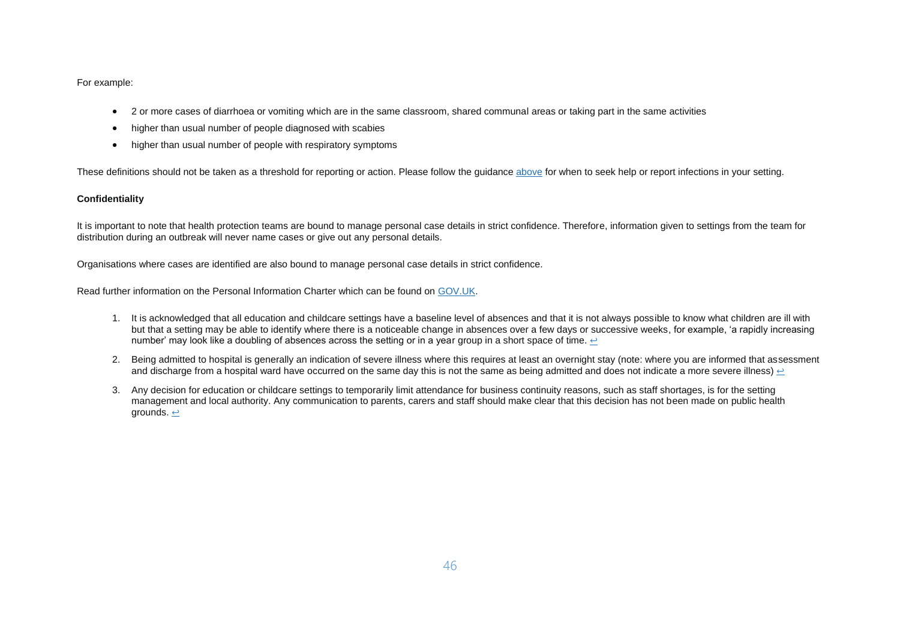For example:

- 2 or more cases of diarrhoea or vomiting which are in the same classroom, shared communal areas or taking part in the same activities
- higher than usual number of people diagnosed with scabies
- higher than usual number of people with respiratory symptoms

These definitions should not be taken as a threshold for reporting or action. Please follow the guidance above for when to seek help or report infections in your setting.

**Confidentiality**

It is important to note that health protection teams are bound to manage personal case details in strict confidence. Therefore, information given to settings from the team for distribution during an outbreak will never name cases or give out any personal details.

Organisations where cases are identified are also bound to manage personal case details in strict confidence.

Read further information on the Personal Information Charter which can be found on GOV.UK.

1. It is acknowledged that all education and childcare settings have a baseline level of absences and that it is not always possible to know what children are ill with but that a setting may be able to identify where there is a noticeable change in absences over a few days or successive weeks, for example, 'a rapidly increasing number' may look like a doubling of absences across the setting or in a year group in a short space of time. ↩
2. Being admitted to hospital is generally an indication of severe illness where this requires at least an overnight stay (note: where you are informed that assessment and discharge from a hospital ward have occurred on the same day this is not the same as being admitted and does not indicate a more severe illness) ↩
3. Any decision for education or childcare settings to temporarily limit attendance for business continuity reasons, such as staff shortages, is for the setting management and local authority. Any communication to parents, carers and staff should make clear that this decision has not been made on public health grounds. ↩